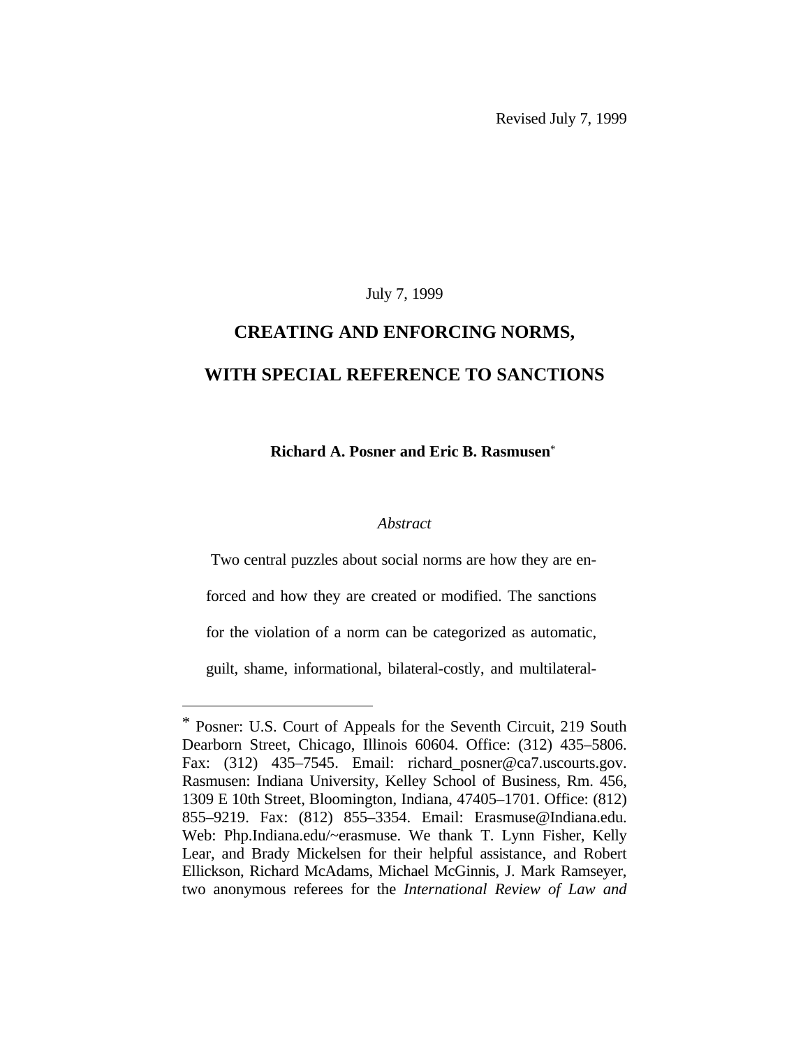Revised July 7, 1999

July 7, 1999

# CREATING AND ENFORCING NORMS, WITH SPECIAL REFERENCE TO SANCTIONS

**Richard A. Posner and Eric B. Rasmusen***

*Abstract*

Two central puzzles about social norms are how they are enforced and how they are created or modified. The sanctions for the violation of a norm can be categorized as automatic, guilt, shame, informational, bilateral-costly, and multilateral-

---

\* Posner: U.S. Court of Appeals for the Seventh Circuit, 219 South Dearborn Street, Chicago, Illinois 60604. Office: (312) 435–5806. Fax: (312) 435–7545. Email: richard_posner@ca7.uscourts.gov. Rasmusen: Indiana University, Kelley School of Business, Rm. 456, 1309 E 10th Street, Bloomington, Indiana, 47405–1701. Office: (812) 855–9219. Fax: (812) 855–3354. Email: Erasmuse@Indiana.edu. Web: Php.Indiana.edu/~erasmuse. We thank T. Lynn Fisher, Kelly Lear, and Brady Mickelsen for their helpful assistance, and Robert Ellickson, Richard McAdams, Michael McGinnis, J. Mark Ramseyer, two anonymous referees for the *International Review of Law and*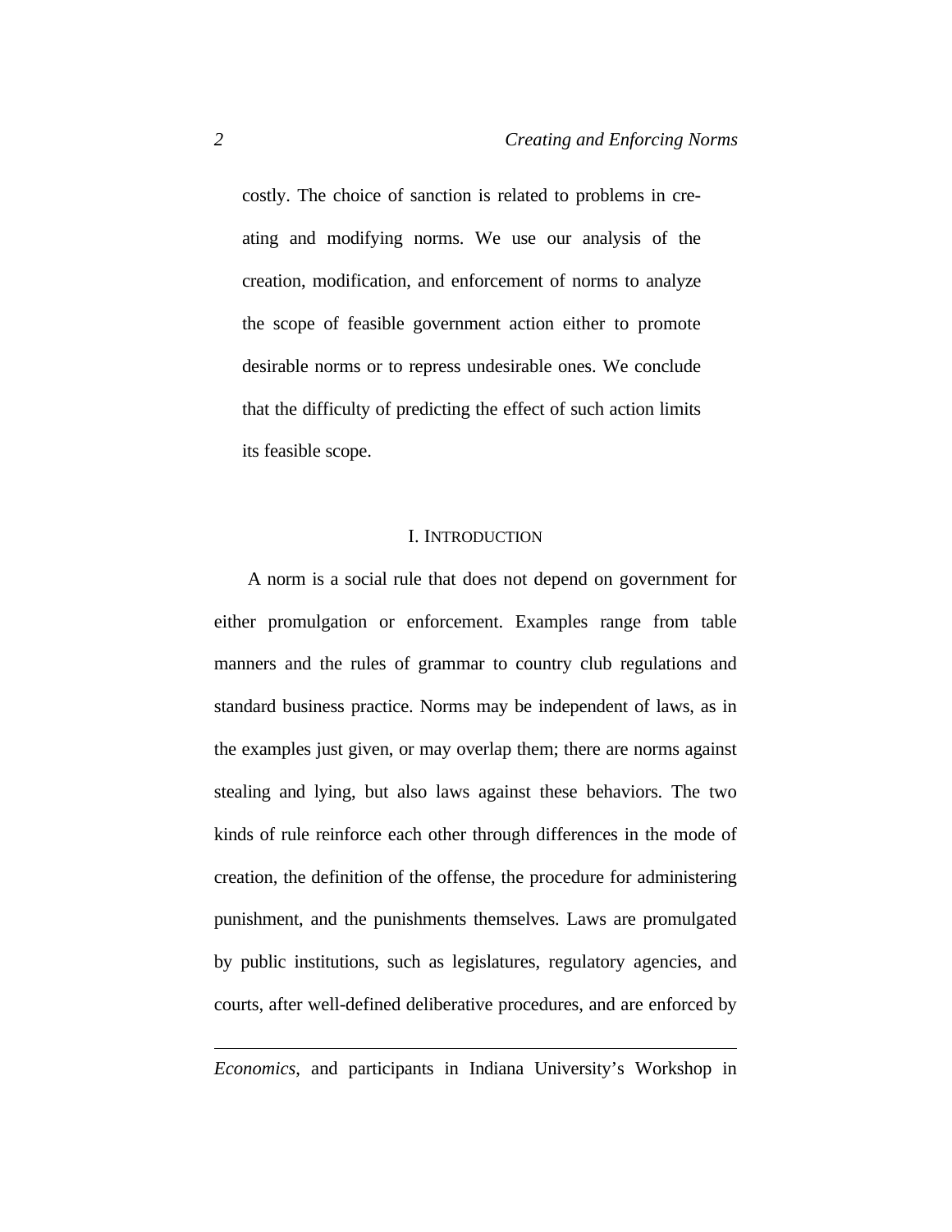costly. The choice of sanction is related to problems in creating and modifying norms. We use our analysis of the creation, modification, and enforcement of norms to analyze the scope of feasible government action either to promote desirable norms or to repress undesirable ones. We conclude that the difficulty of predicting the effect of such action limits its feasible scope.

## I. INTRODUCTION

A norm is a social rule that does not depend on government for either promulgation or enforcement. Examples range from table manners and the rules of grammar to country club regulations and standard business practice. Norms may be independent of laws, as in the examples just given, or may overlap them; there are norms against stealing and lying, but also laws against these behaviors. The two kinds of rule reinforce each other through differences in the mode of creation, the definition of the offense, the procedure for administering punishment, and the punishments themselves. Laws are promulgated by public institutions, such as legislatures, regulatory agencies, and courts, after well-defined deliberative procedures, and are enforced by

---

*Economics*, and participants in Indiana University's Workshop in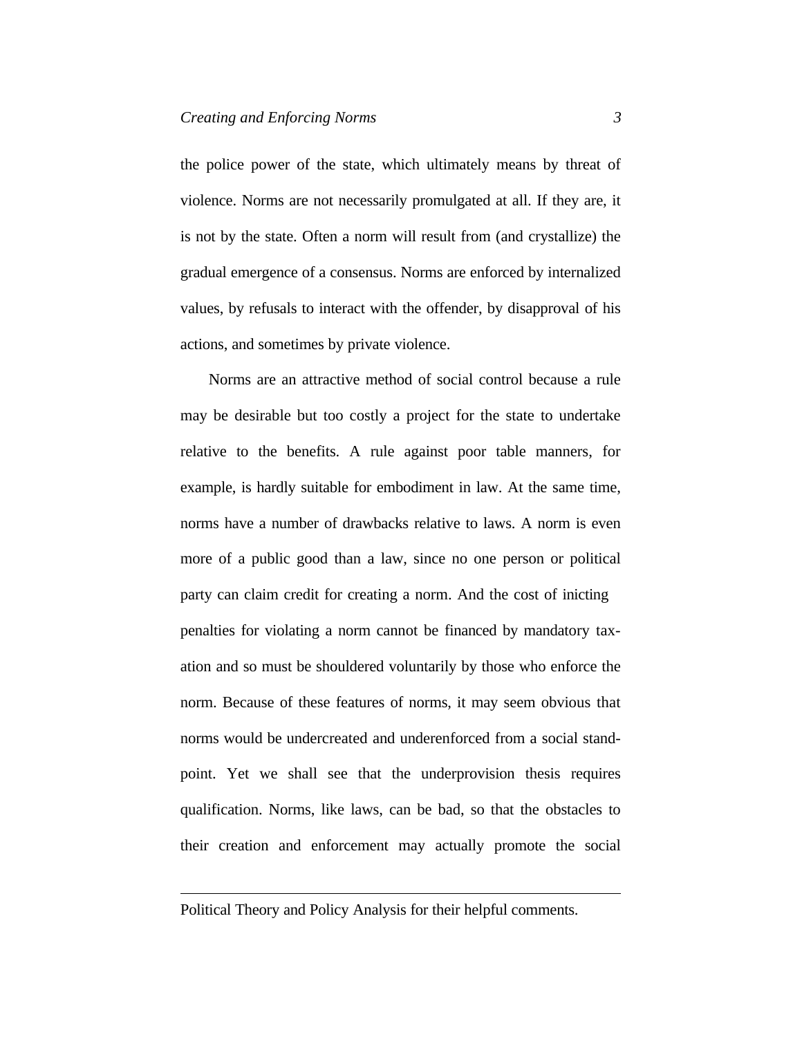the police power of the state, which ultimately means by threat of violence. Norms are not necessarily promulgated at all. If they are, it is not by the state. Often a norm will result from (and crystallize) the gradual emergence of a consensus. Norms are enforced by internalized values, by refusals to interact with the offender, by disapproval of his actions, and sometimes by private violence.

Norms are an attractive method of social control because a rule may be desirable but too costly a project for the state to undertake relative to the benefits. A rule against poor table manners, for example, is hardly suitable for embodiment in law. At the same time, norms have a number of drawbacks relative to laws. A norm is even more of a public good than a law, since no one person or political party can claim credit for creating a norm. And the cost of inicting penalties for violating a norm cannot be financed by mandatory taxation and so must be shouldered voluntarily by those who enforce the norm. Because of these features of norms, it may seem obvious that norms would be undercreated and underenforced from a social standpoint. Yet we shall see that the underprovision thesis requires qualification. Norms, like laws, can be bad, so that the obstacles to their creation and enforcement may actually promote the social

---

Political Theory and Policy Analysis for their helpful comments.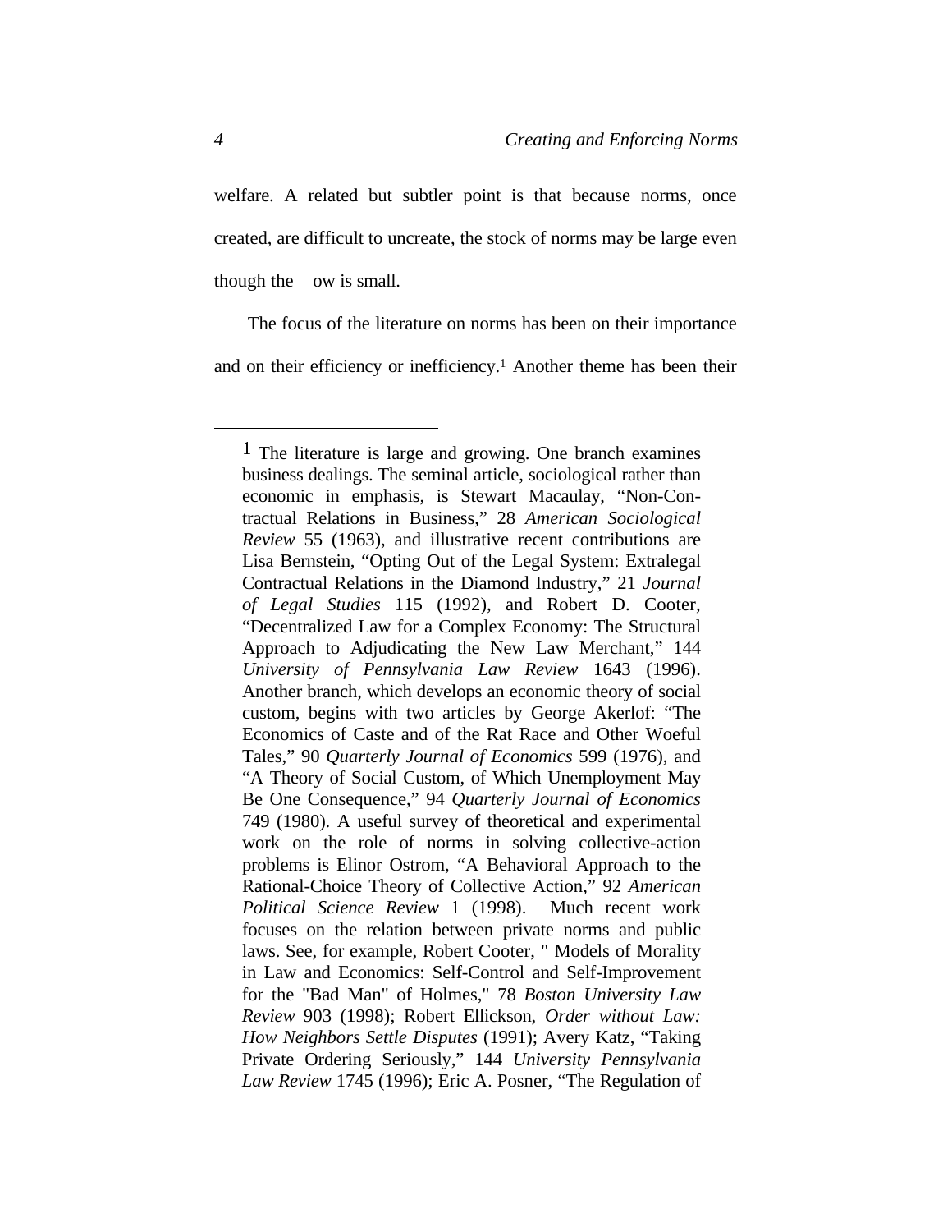welfare. A related but subtler point is that because norms, once created, are difficult to uncreate, the stock of norms may be large even though the ow is small.

The focus of the literature on norms has been on their importance and on their efficiency or inefficiency.[1] Another theme has been their

---

[1] The literature is large and growing. One branch examines business dealings. The seminal article, sociological rather than economic in emphasis, is Stewart Macaulay, "Non-Contractual Relations in Business," 28 *American Sociological Review* 55 (1963), and illustrative recent contributions are Lisa Bernstein, "Opting Out of the Legal System: Extralegal Contractual Relations in the Diamond Industry," 21 *Journal of Legal Studies* 115 (1992), and Robert D. Cooter, "Decentralized Law for a Complex Economy: The Structural Approach to Adjudicating the New Law Merchant," 144 *University of Pennsylvania Law Review* 1643 (1996). Another branch, which develops an economic theory of social custom, begins with two articles by George Akerlof: "The Economics of Caste and of the Rat Race and Other Woeful Tales," 90 *Quarterly Journal of Economics* 599 (1976), and "A Theory of Social Custom, of Which Unemployment May Be One Consequence," 94 *Quarterly Journal of Economics* 749 (1980). A useful survey of theoretical and experimental work on the role of norms in solving collective-action problems is Elinor Ostrom, "A Behavioral Approach to the Rational-Choice Theory of Collective Action," 92 *American Political Science Review* 1 (1998). Much recent work focuses on the relation between private norms and public laws. See, for example, Robert Cooter, " Models of Morality in Law and Economics: Self-Control and Self-Improvement for the "Bad Man" of Holmes," 78 *Boston University Law Review* 903 (1998); Robert Ellickson, *Order without Law: How Neighbors Settle Disputes* (1991); Avery Katz, "Taking Private Ordering Seriously," 144 *University Pennsylvania Law Review* 1745 (1996); Eric A. Posner, "The Regulation of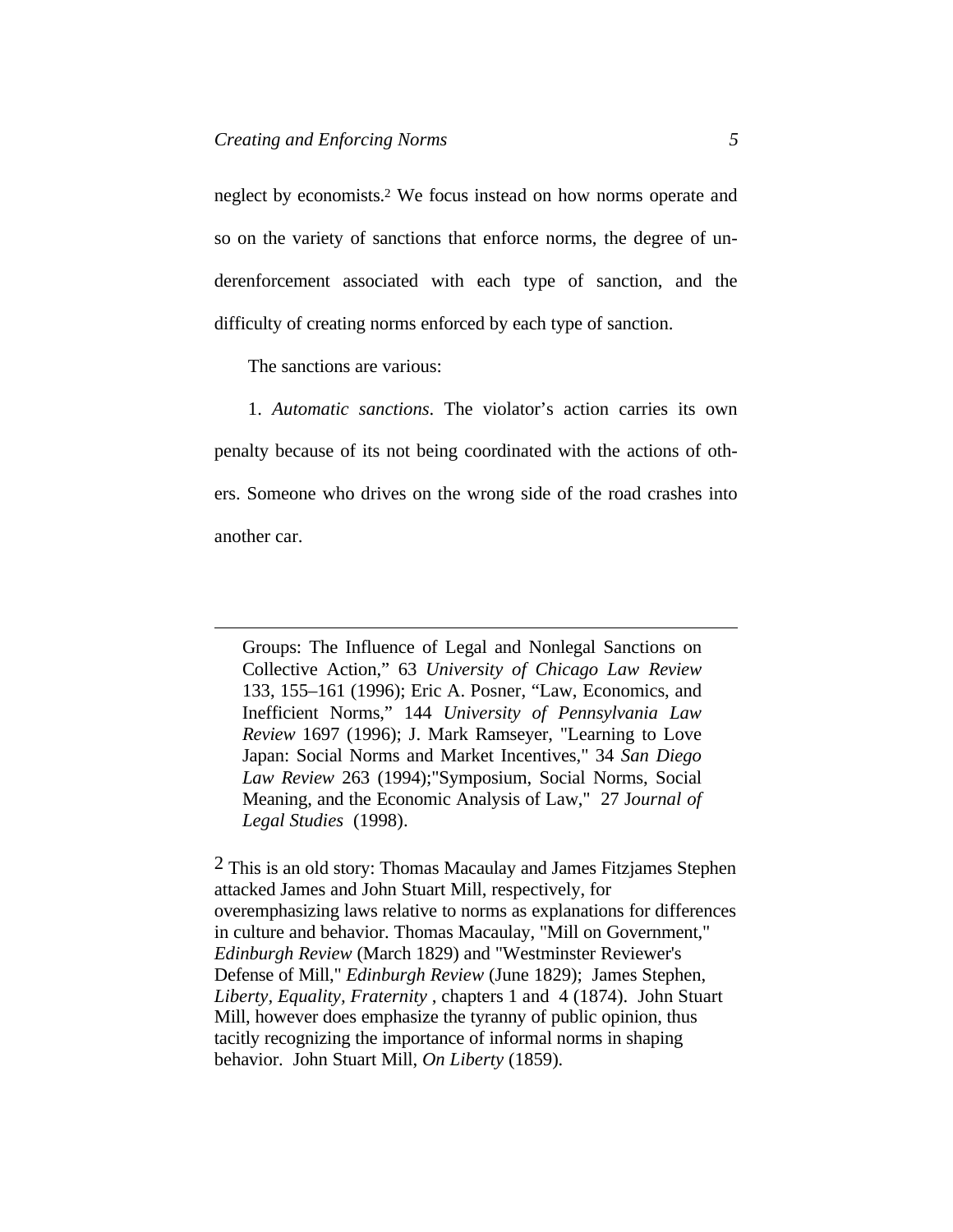neglect by economists.[2] We focus instead on how norms operate and so on the variety of sanctions that enforce norms, the degree of underenforcement associated with each type of sanction, and the difficulty of creating norms enforced by each type of sanction.

The sanctions are various:

1. *Automatic sanctions*. The violator's action carries its own penalty because of its not being coordinated with the actions of others. Someone who drives on the wrong side of the road crashes into another car.

---

Groups: The Influence of Legal and Nonlegal Sanctions on Collective Action," 63 *University of Chicago Law Review* 133, 155–161 (1996); Eric A. Posner, "Law, Economics, and Inefficient Norms," 144 *University of Pennsylvania Law Review* 1697 (1996); J. Mark Ramseyer, "Learning to Love Japan: Social Norms and Market Incentives," 34 *San Diego Law Review* 263 (1994);"Symposium, Social Norms, Social Meaning, and the Economic Analysis of Law," 27 J*ournal of Legal Studies* (1998).

[2] This is an old story: Thomas Macaulay and James Fitzjames Stephen attacked James and John Stuart Mill, respectively, for overemphasizing laws relative to norms as explanations for differences in culture and behavior. Thomas Macaulay, "Mill on Government," *Edinburgh Review* (March 1829) and "Westminster Reviewer's Defense of Mill," *Edinburgh Review* (June 1829); James Stephen, *Liberty, Equality, Fraternity* , chapters 1 and 4 (1874). John Stuart Mill, however does emphasize the tyranny of public opinion, thus tacitly recognizing the importance of informal norms in shaping behavior. John Stuart Mill, *On Liberty* (1859).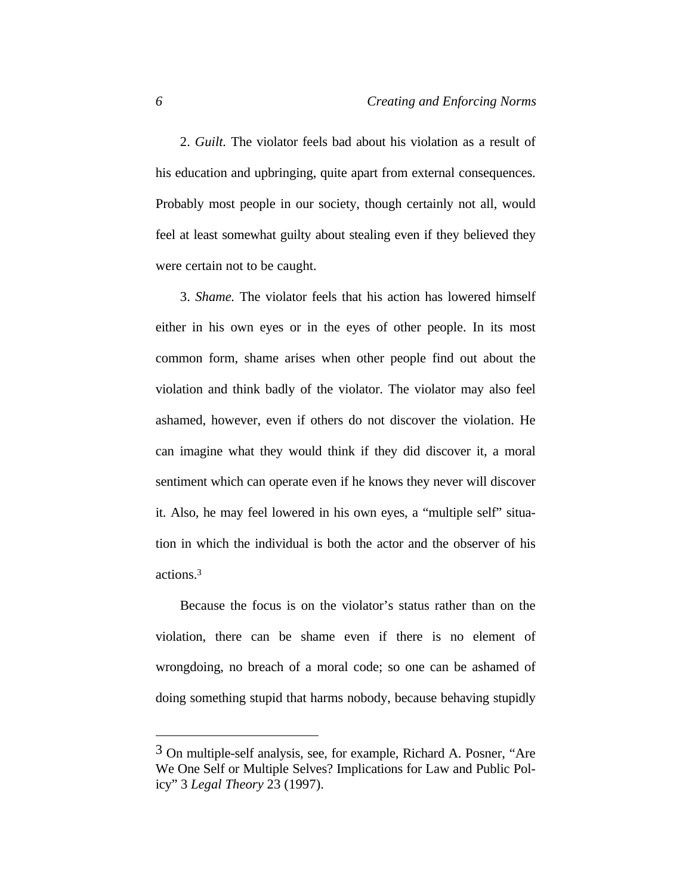2. *Guilt.* The violator feels bad about his violation as a result of his education and upbringing, quite apart from external consequences. Probably most people in our society, though certainly not all, would feel at least somewhat guilty about stealing even if they believed they were certain not to be caught.

3. *Shame.* The violator feels that his action has lowered himself either in his own eyes or in the eyes of other people. In its most common form, shame arises when other people find out about the violation and think badly of the violator. The violator may also feel ashamed, however, even if others do not discover the violation. He can imagine what they would think if they did discover it, a moral sentiment which can operate even if he knows they never will discover it. Also, he may feel lowered in his own eyes, a "multiple self" situation in which the individual is both the actor and the observer of his actions.[3]

Because the focus is on the violator's status rather than on the violation, there can be shame even if there is no element of wrongdoing, no breach of a moral code; so one can be ashamed of doing something stupid that harms nobody, because behaving stupidly

---

[3] On multiple-self analysis, see, for example, Richard A. Posner, "Are We One Self or Multiple Selves? Implications for Law and Public Policy" 3 *Legal Theory* 23 (1997).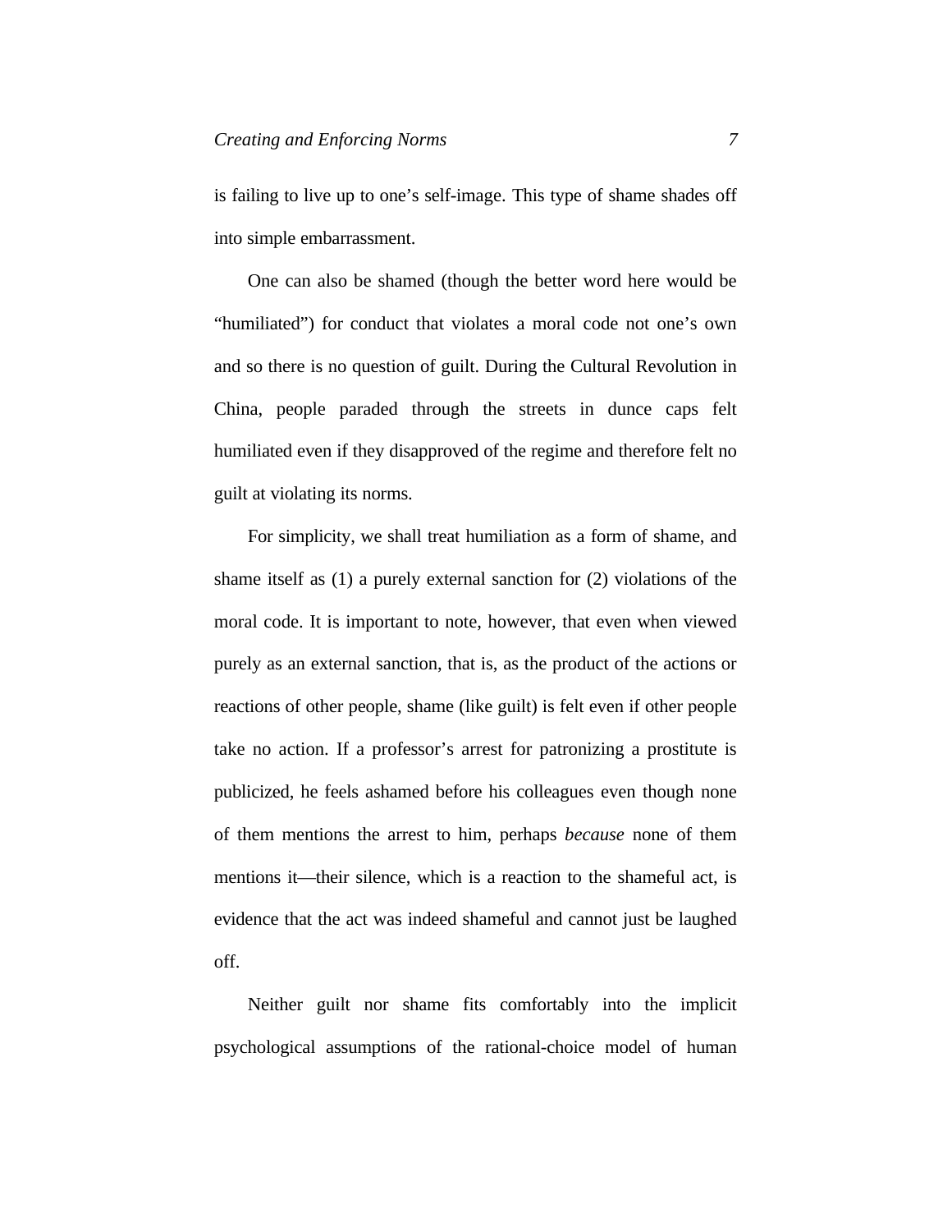is failing to live up to one's self-image. This type of shame shades off into simple embarrassment.

One can also be shamed (though the better word here would be "humiliated") for conduct that violates a moral code not one's own and so there is no question of guilt. During the Cultural Revolution in China, people paraded through the streets in dunce caps felt humiliated even if they disapproved of the regime and therefore felt no guilt at violating its norms.

For simplicity, we shall treat humiliation as a form of shame, and shame itself as (1) a purely external sanction for (2) violations of the moral code. It is important to note, however, that even when viewed purely as an external sanction, that is, as the product of the actions or reactions of other people, shame (like guilt) is felt even if other people take no action. If a professor's arrest for patronizing a prostitute is publicized, he feels ashamed before his colleagues even though none of them mentions the arrest to him, perhaps *because* none of them mentions it—their silence, which is a reaction to the shameful act, is evidence that the act was indeed shameful and cannot just be laughed off.

Neither guilt nor shame fits comfortably into the implicit psychological assumptions of the rational-choice model of human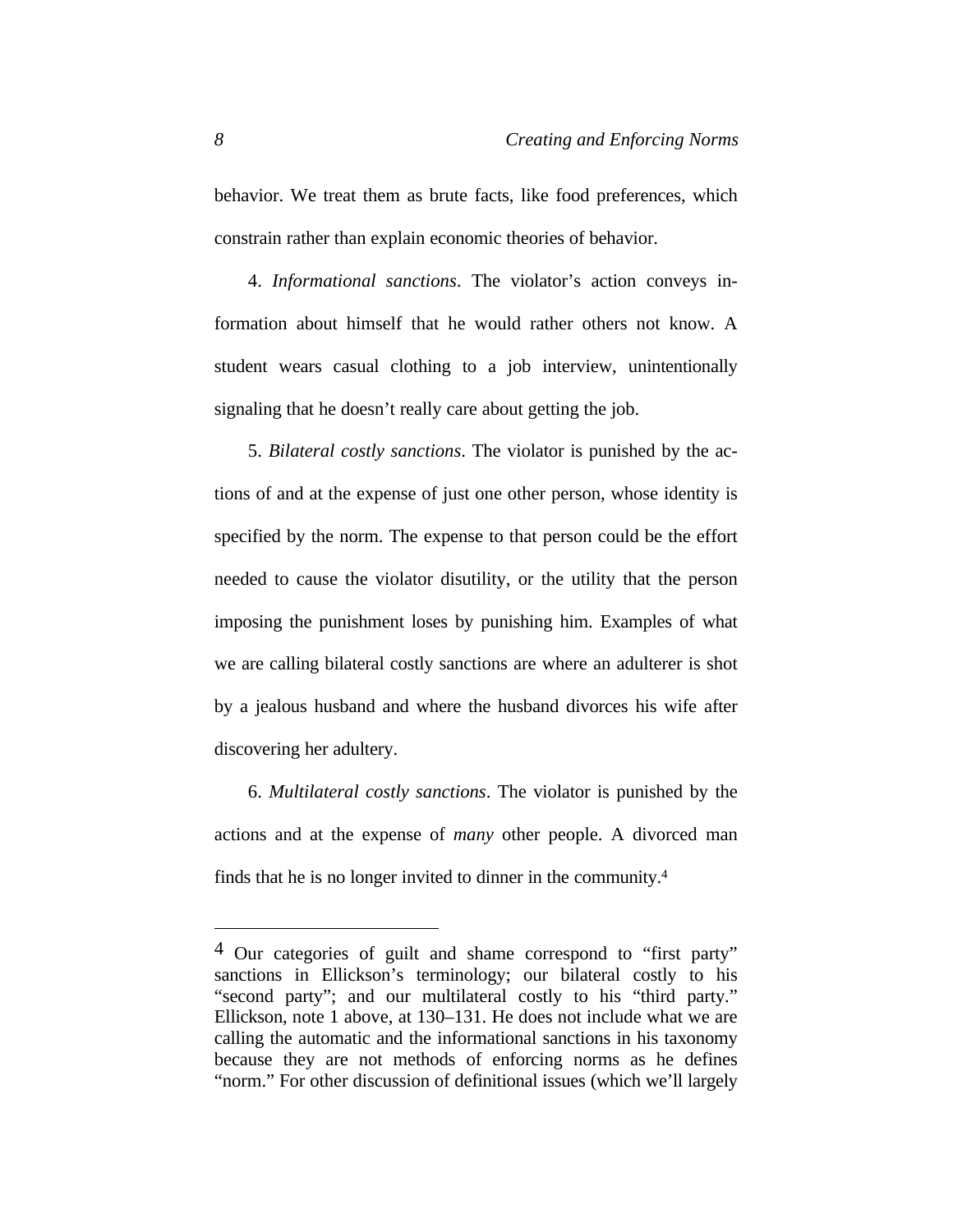behavior. We treat them as brute facts, like food preferences, which constrain rather than explain economic theories of behavior.

4. *Informational sanctions*. The violator's action conveys information about himself that he would rather others not know. A student wears casual clothing to a job interview, unintentionally signaling that he doesn't really care about getting the job.

5. *Bilateral costly sanctions*. The violator is punished by the actions of and at the expense of just one other person, whose identity is specified by the norm. The expense to that person could be the effort needed to cause the violator disutility, or the utility that the person imposing the punishment loses by punishing him. Examples of what we are calling bilateral costly sanctions are where an adulterer is shot by a jealous husband and where the husband divorces his wife after discovering her adultery.

6. *Multilateral costly sanctions*. The violator is punished by the actions and at the expense of *many* other people. A divorced man finds that he is no longer invited to dinner in the community.[4]

---

[4] Our categories of guilt and shame correspond to "first party" sanctions in Ellickson's terminology; our bilateral costly to his "second party"; and our multilateral costly to his "third party." Ellickson, note 1 above, at 130–131. He does not include what we are calling the automatic and the informational sanctions in his taxonomy because they are not methods of enforcing norms as he defines "norm." For other discussion of definitional issues (which we'll largely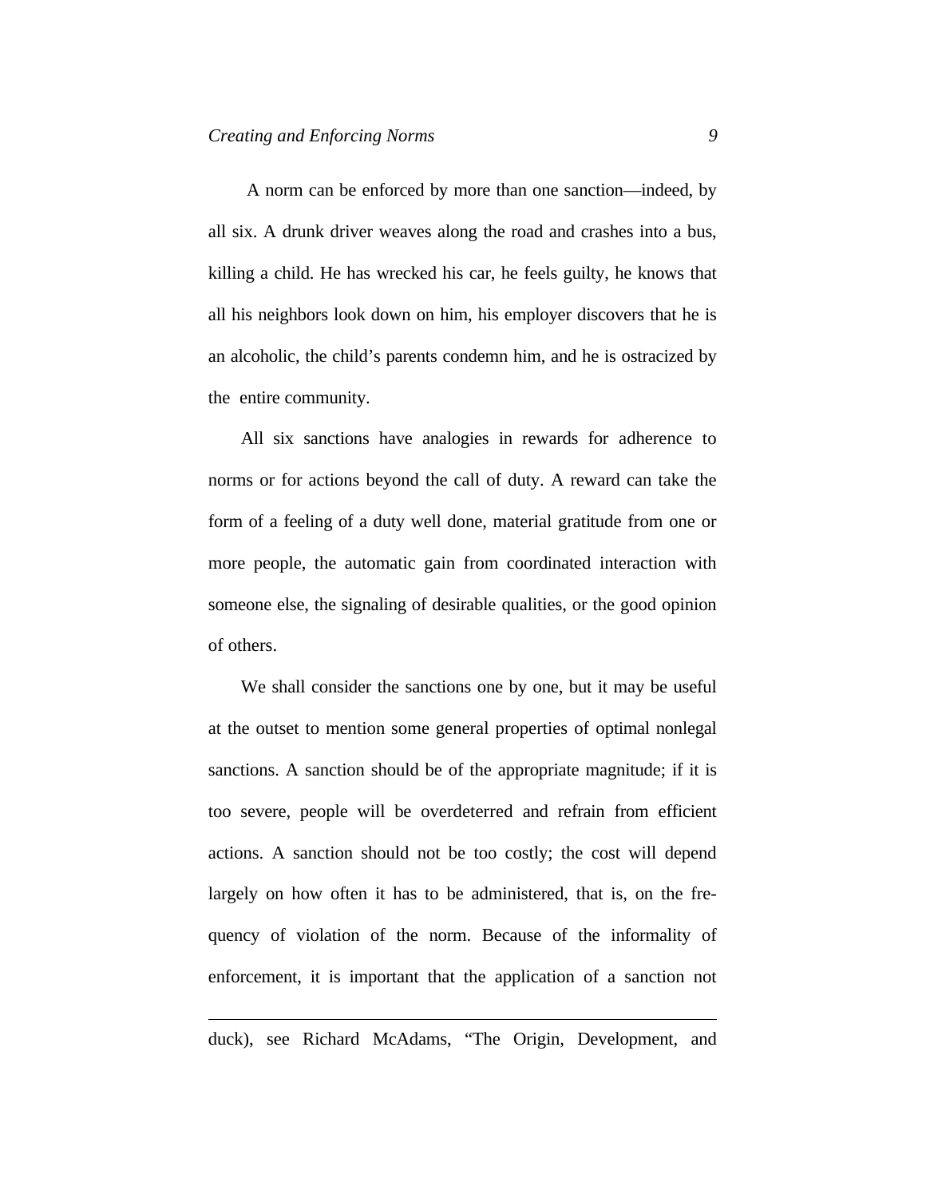A norm can be enforced by more than one sanction—indeed, by all six. A drunk driver weaves along the road and crashes into a bus, killing a child. He has wrecked his car, he feels guilty, he knows that all his neighbors look down on him, his employer discovers that he is an alcoholic, the child's parents condemn him, and he is ostracized by the entire community.

All six sanctions have analogies in rewards for adherence to norms or for actions beyond the call of duty. A reward can take the form of a feeling of a duty well done, material gratitude from one or more people, the automatic gain from coordinated interaction with someone else, the signaling of desirable qualities, or the good opinion of others.

We shall consider the sanctions one by one, but it may be useful at the outset to mention some general properties of optimal nonlegal sanctions. A sanction should be of the appropriate magnitude; if it is too severe, people will be overdeterred and refrain from efficient actions. A sanction should not be too costly; the cost will depend largely on how often it has to be administered, that is, on the frequency of violation of the norm. Because of the informality of enforcement, it is important that the application of a sanction not

---

duck), see Richard McAdams, "The Origin, Development, and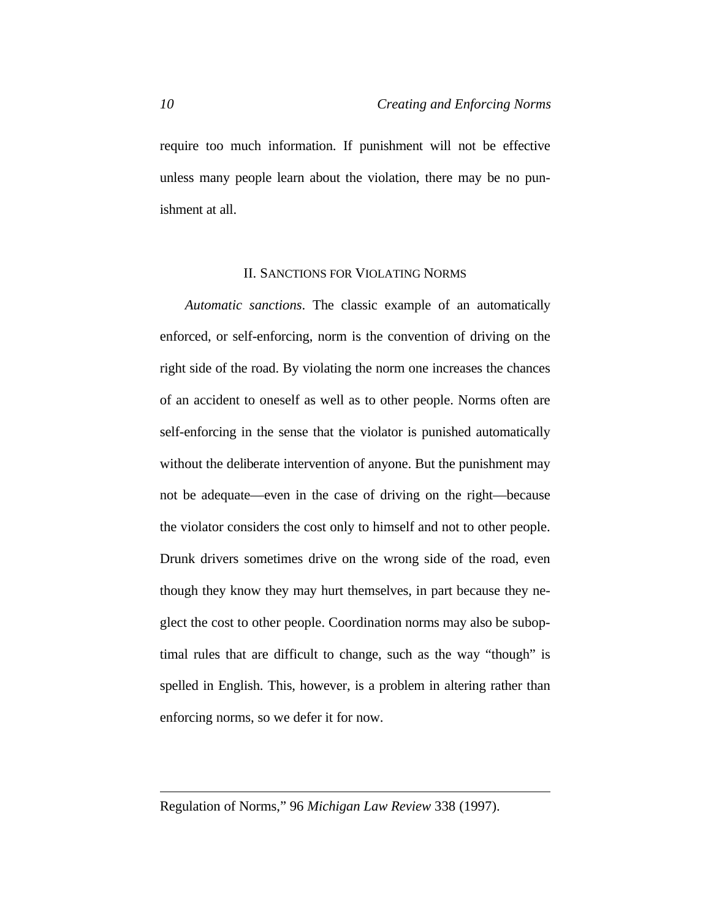require too much information. If punishment will not be effective unless many people learn about the violation, there may be no punishment at all.

## II. Sanctions for Violating Norms

*Automatic sanctions*. The classic example of an automatically enforced, or self-enforcing, norm is the convention of driving on the right side of the road. By violating the norm one increases the chances of an accident to oneself as well as to other people. Norms often are self-enforcing in the sense that the violator is punished automatically without the deliberate intervention of anyone. But the punishment may not be adequate—even in the case of driving on the right—because the violator considers the cost only to himself and not to other people. Drunk drivers sometimes drive on the wrong side of the road, even though they know they may hurt themselves, in part because they neglect the cost to other people. Coordination norms may also be suboptimal rules that are difficult to change, such as the way "though" is spelled in English. This, however, is a problem in altering rather than enforcing norms, so we defer it for now.

---

Regulation of Norms," 96 *Michigan Law Review* 338 (1997).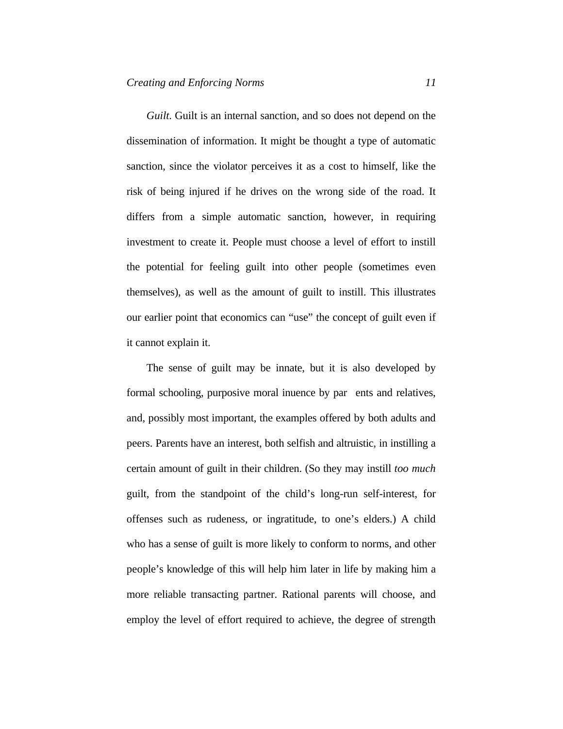*Guilt.* Guilt is an internal sanction, and so does not depend on the dissemination of information. It might be thought a type of automatic sanction, since the violator perceives it as a cost to himself, like the risk of being injured if he drives on the wrong side of the road. It differs from a simple automatic sanction, however, in requiring investment to create it. People must choose a level of effort to instill the potential for feeling guilt into other people (sometimes even themselves), as well as the amount of guilt to instill. This illustrates our earlier point that economics can "use" the concept of guilt even if it cannot explain it.

The sense of guilt may be innate, but it is also developed by formal schooling, purposive moral inuence by par ents and relatives, and, possibly most important, the examples offered by both adults and peers. Parents have an interest, both selfish and altruistic, in instilling a certain amount of guilt in their children. (So they may instill *too much* guilt, from the standpoint of the child's long-run self-interest, for offenses such as rudeness, or ingratitude, to one's elders.) A child who has a sense of guilt is more likely to conform to norms, and other people's knowledge of this will help him later in life by making him a more reliable transacting partner. Rational parents will choose, and employ the level of effort required to achieve, the degree of strength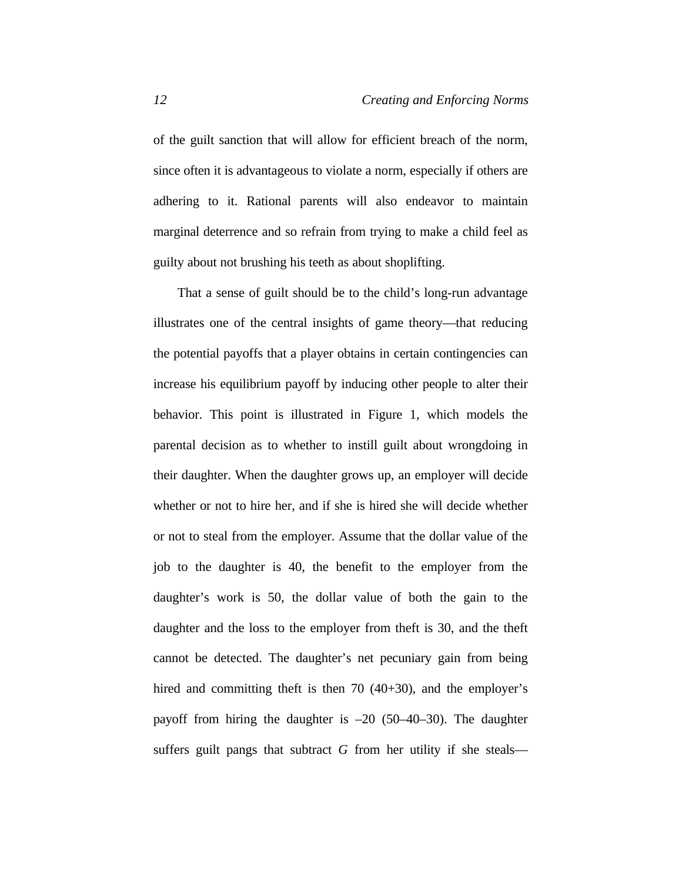of the guilt sanction that will allow for efficient breach of the norm, since often it is advantageous to violate a norm, especially if others are adhering to it. Rational parents will also endeavor to maintain marginal deterrence and so refrain from trying to make a child feel as guilty about not brushing his teeth as about shoplifting.

That a sense of guilt should be to the child's long-run advantage illustrates one of the central insights of game theory—that reducing the potential payoffs that a player obtains in certain contingencies can increase his equilibrium payoff by inducing other people to alter their behavior. This point is illustrated in Figure 1, which models the parental decision as to whether to instill guilt about wrongdoing in their daughter. When the daughter grows up, an employer will decide whether or not to hire her, and if she is hired she will decide whether or not to steal from the employer. Assume that the dollar value of the job to the daughter is 40, the benefit to the employer from the daughter's work is 50, the dollar value of both the gain to the daughter and the loss to the employer from theft is 30, and the theft cannot be detected. The daughter's net pecuniary gain from being hired and committing theft is then 70 (40+30), and the employer's payoff from hiring the daughter is –20 (50–40–30). The daughter suffers guilt pangs that subtract $G$ from her utility if she steals—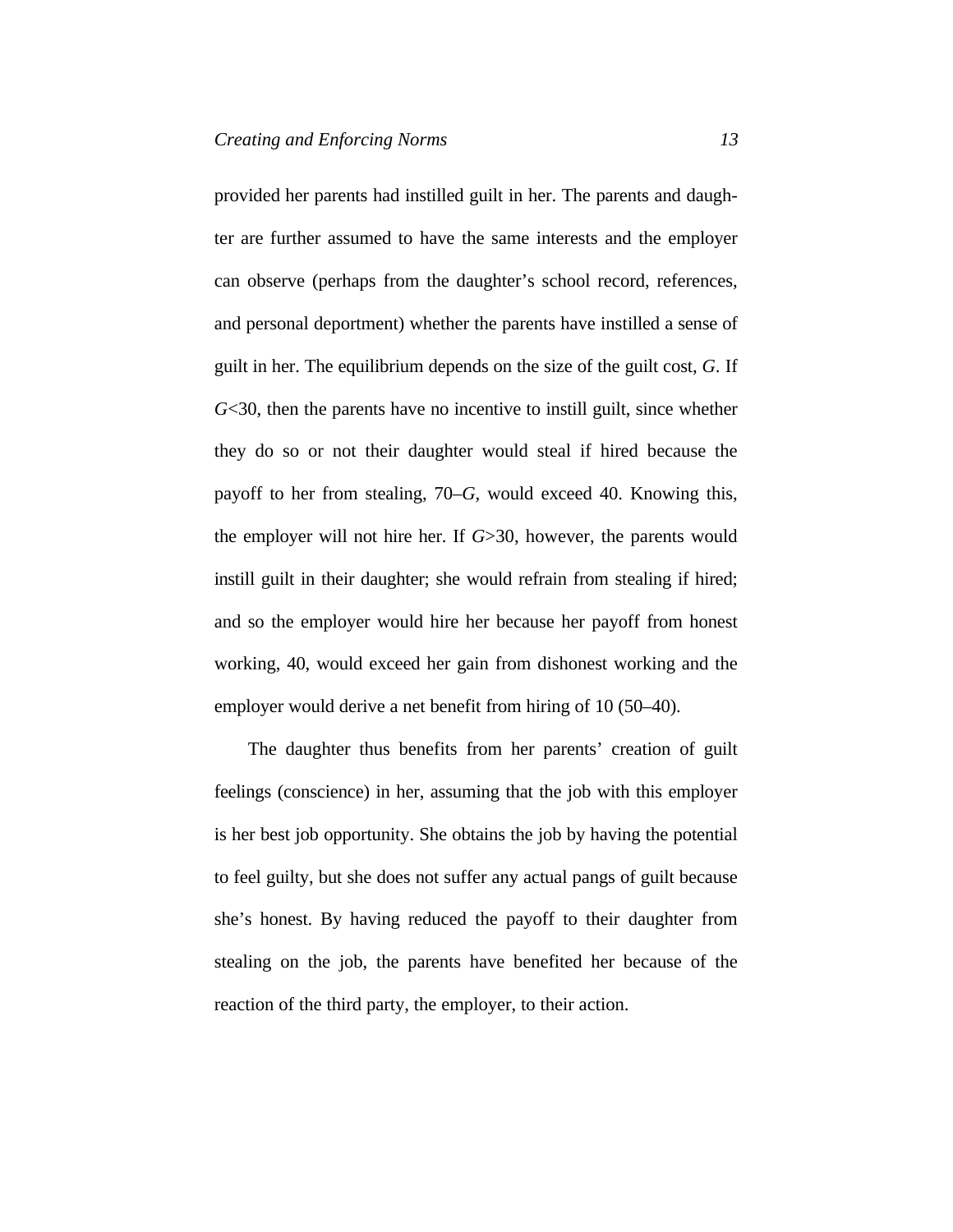provided her parents had instilled guilt in her. The parents and daughter are further assumed to have the same interests and the employer can observe (perhaps from the daughter's school record, references, and personal deportment) whether the parents have instilled a sense of guilt in her. The equilibrium depends on the size of the guilt cost, $G$. If $G<30$, then the parents have no incentive to instill guilt, since whether they do so or not their daughter would steal if hired because the payoff to her from stealing, $70–G$, would exceed 40. Knowing this, the employer will not hire her. If $G>30$, however, the parents would instill guilt in their daughter; she would refrain from stealing if hired; and so the employer would hire her because her payoff from honest working, 40, would exceed her gain from dishonest working and the employer would derive a net benefit from hiring of 10 (50–40).

The daughter thus benefits from her parents' creation of guilt feelings (conscience) in her, assuming that the job with this employer is her best job opportunity. She obtains the job by having the potential to feel guilty, but she does not suffer any actual pangs of guilt because she's honest. By having reduced the payoff to their daughter from stealing on the job, the parents have benefited her because of the reaction of the third party, the employer, to their action.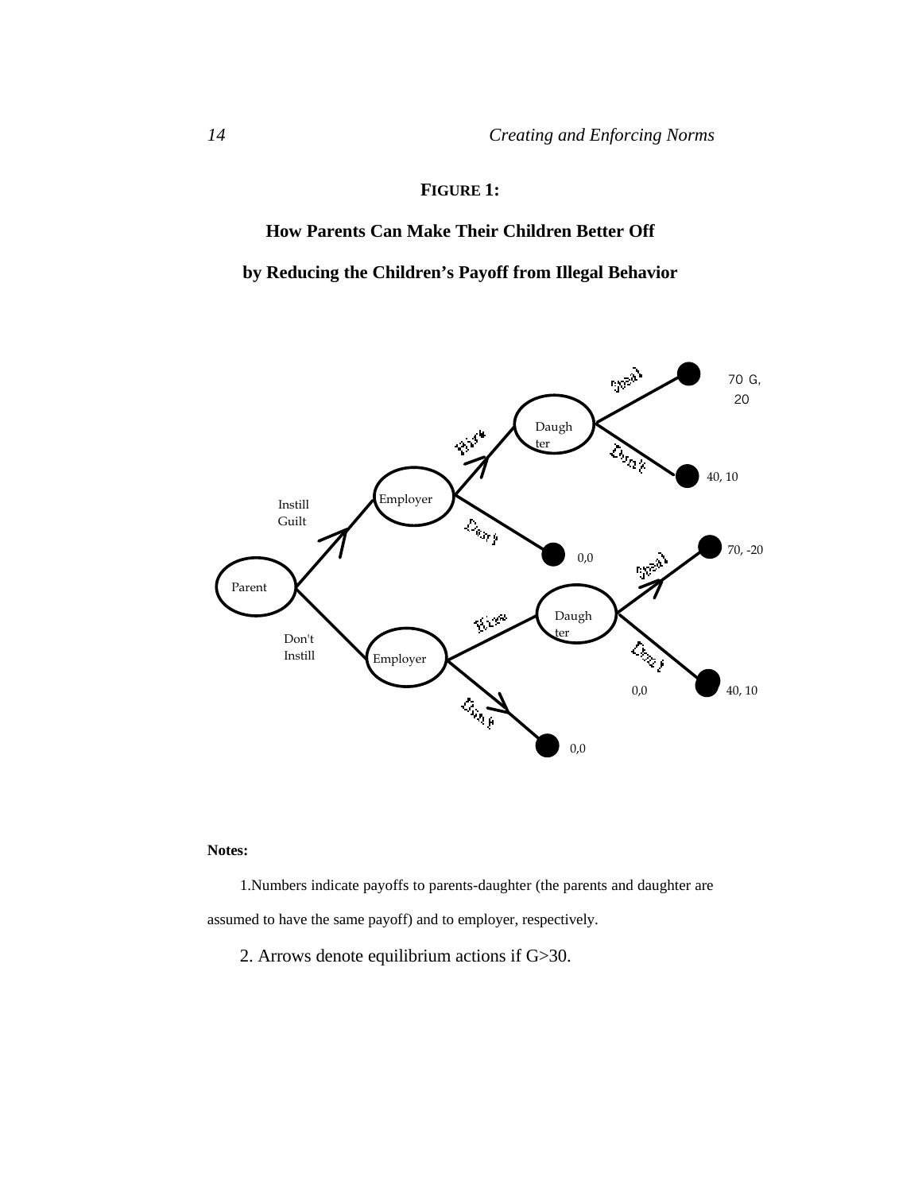**FIGURE 1:**

**How Parents Can Make Their Children Better Off**

**by Reducing the Children's Payoff from Illegal Behavior**

Parent

Instill Guilt

Don't Instill

Employer

Hire

Don't

0,0

Daughter

Steal

70 G, 20

Don't

40, 10

Employer

Hire

Don't

0,0

Daughter

Steal

70, -20

Don't

0,0

40, 10

**Notes:**

1.Numbers indicate payoffs to parents-daughter (the parents and daughter are assumed to have the same payoff) and to employer, respectively.

2. Arrows denote equilibrium actions if $G > 30$.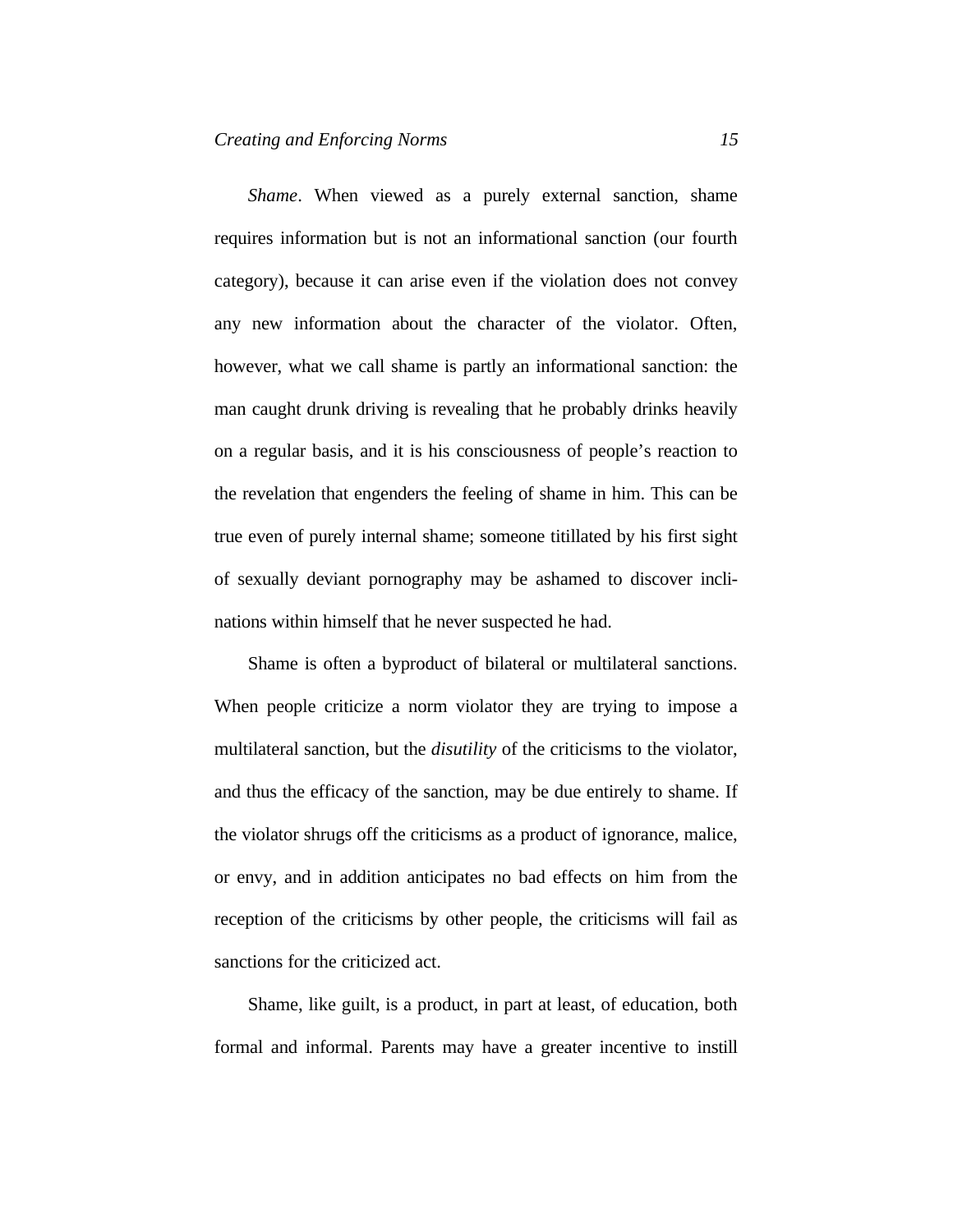*Shame*. When viewed as a purely external sanction, shame requires information but is not an informational sanction (our fourth category), because it can arise even if the violation does not convey any new information about the character of the violator. Often, however, what we call shame is partly an informational sanction: the man caught drunk driving is revealing that he probably drinks heavily on a regular basis, and it is his consciousness of people's reaction to the revelation that engenders the feeling of shame in him. This can be true even of purely internal shame; someone titillated by his first sight of sexually deviant pornography may be ashamed to discover inclinations within himself that he never suspected he had.

Shame is often a byproduct of bilateral or multilateral sanctions. When people criticize a norm violator they are trying to impose a multilateral sanction, but the *disutility* of the criticisms to the violator, and thus the efficacy of the sanction, may be due entirely to shame. If the violator shrugs off the criticisms as a product of ignorance, malice, or envy, and in addition anticipates no bad effects on him from the reception of the criticisms by other people, the criticisms will fail as sanctions for the criticized act.

Shame, like guilt, is a product, in part at least, of education, both formal and informal. Parents may have a greater incentive to instill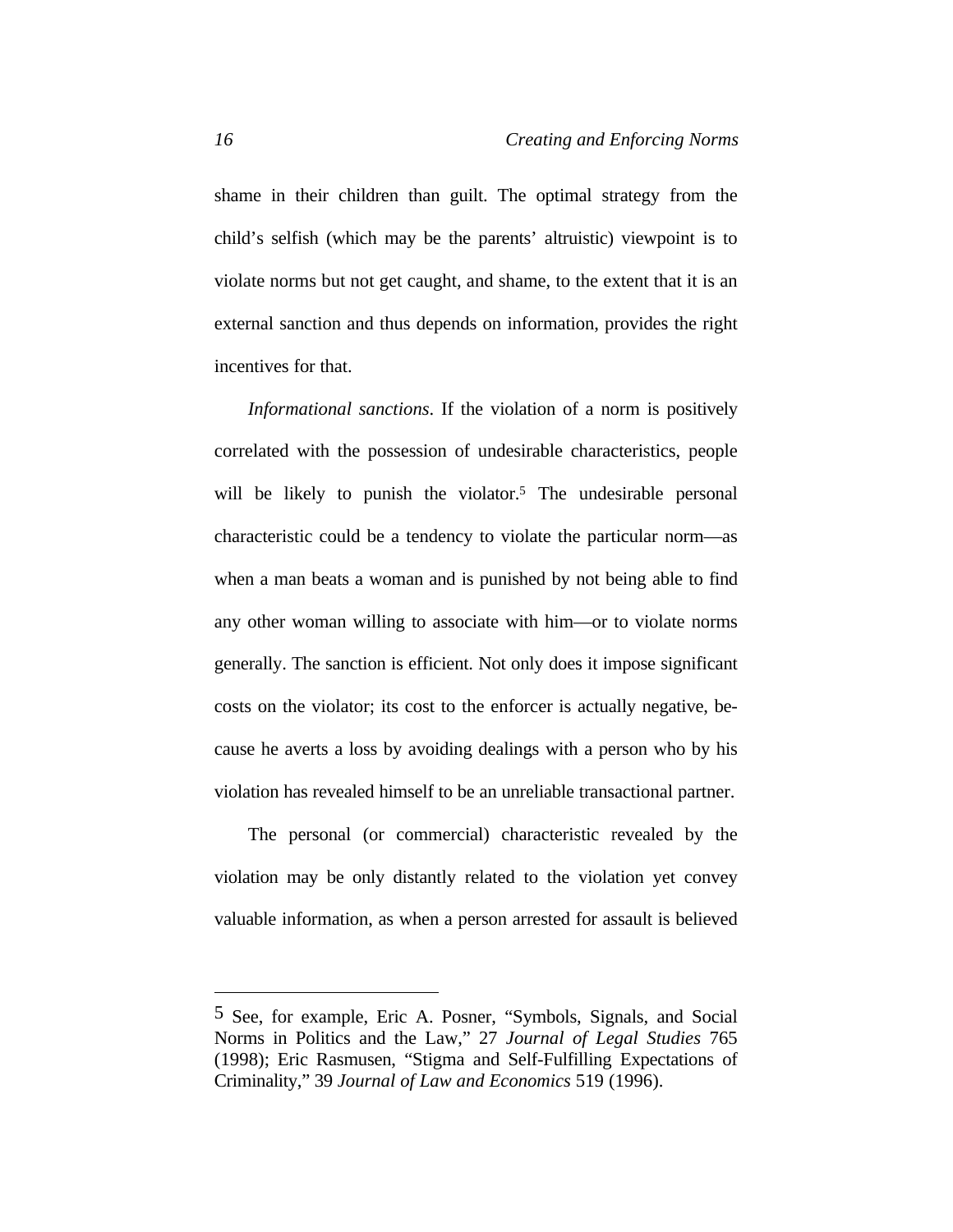shame in their children than guilt. The optimal strategy from the child's selfish (which may be the parents' altruistic) viewpoint is to violate norms but not get caught, and shame, to the extent that it is an external sanction and thus depends on information, provides the right incentives for that.

*Informational sanctions*. If the violation of a norm is positively correlated with the possession of undesirable characteristics, people will be likely to punish the violator.[5] The undesirable personal characteristic could be a tendency to violate the particular norm—as when a man beats a woman and is punished by not being able to find any other woman willing to associate with him—or to violate norms generally. The sanction is efficient. Not only does it impose significant costs on the violator; its cost to the enforcer is actually negative, because he averts a loss by avoiding dealings with a person who by his violation has revealed himself to be an unreliable transactional partner.

The personal (or commercial) characteristic revealed by the violation may be only distantly related to the violation yet convey valuable information, as when a person arrested for assault is believed

---

[5] See, for example, Eric A. Posner, "Symbols, Signals, and Social Norms in Politics and the Law," 27 *Journal of Legal Studies* 765 (1998); Eric Rasmusen, "Stigma and Self-Fulfilling Expectations of Criminality," 39 *Journal of Law and Economics* 519 (1996).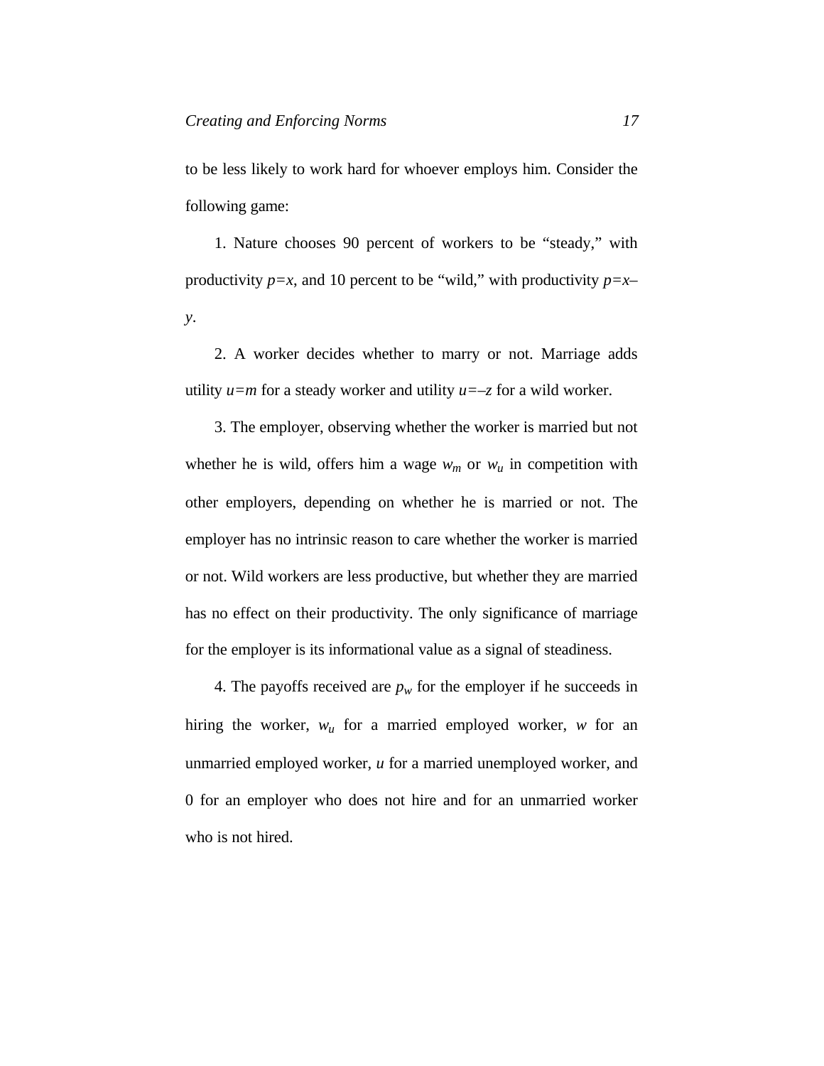to be less likely to work hard for whoever employs him. Consider the following game:

1. Nature chooses 90 percent of workers to be "steady," with productivity $p=x$, and 10 percent to be "wild," with productivity $p=x-y$.

2. A worker decides whether to marry or not. Marriage adds utility $u=m$ for a steady worker and utility $u=-z$ for a wild worker.

3. The employer, observing whether the worker is married but not whether he is wild, offers him a wage $w_m$ or $w_u$ in competition with other employers, depending on whether he is married or not. The employer has no intrinsic reason to care whether the worker is married or not. Wild workers are less productive, but whether they are married has no effect on their productivity. The only significance of marriage for the employer is its informational value as a signal of steadiness.

4. The payoffs received are $p_w$ for the employer if he succeeds in hiring the worker, $w_u$ for a married employed worker, $w$ for an unmarried employed worker, $u$ for a married unemployed worker, and 0 for an employer who does not hire and for an unmarried worker who is not hired.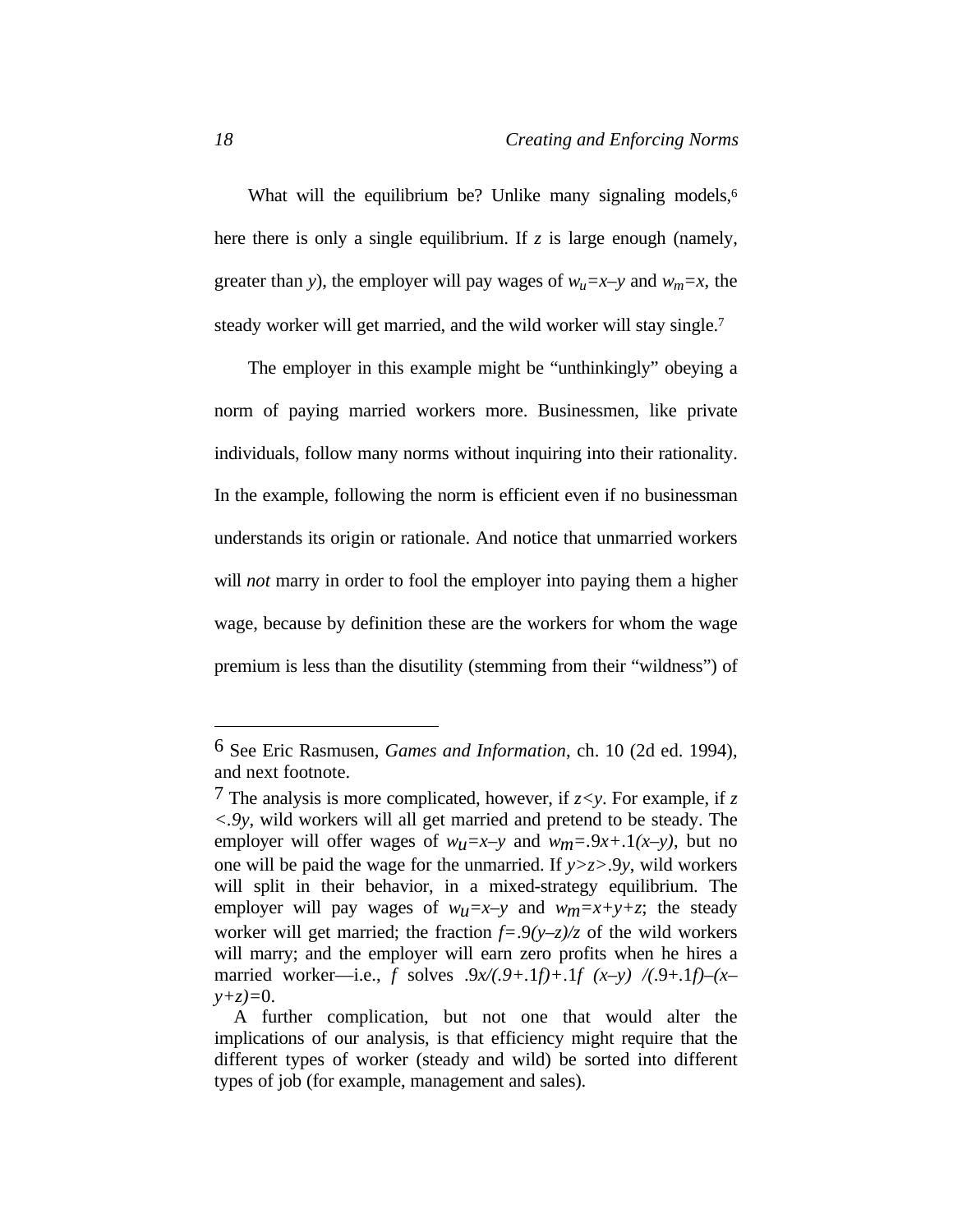What will the equilibrium be? Unlike many signaling models,[6] here there is only a single equilibrium. If $z$ is large enough (namely, greater than $y$), the employer will pay wages of $w_u=x–y$ and $w_m=x$, the steady worker will get married, and the wild worker will stay single.[7]

The employer in this example might be "unthinkingly" obeying a norm of paying married workers more. Businessmen, like private individuals, follow many norms without inquiring into their rationality. In the example, following the norm is efficient even if no businessman understands its origin or rationale. And notice that unmarried workers will *not* marry in order to fool the employer into paying them a higher wage, because by definition these are the workers for whom the wage premium is less than the disutility (stemming from their "wildness") of

---

[6] See Eric Rasmusen, *Games and Information*, ch. 10 (2d ed. 1994), and next footnote.

[7] The analysis is more complicated, however, if $z<y$. For example, if $z<.9y$, wild workers will all get married and pretend to be steady. The employer will offer wages of $w_u=x–y$ and $w_m=.9x+.1(x–y)$, but no one will be paid the wage for the unmarried. If $y>z>.9y$, wild workers will split in their behavior, in a mixed-strategy equilibrium. The employer will pay wages of $w_u=x–y$ and $w_m=x+y+z$; the steady worker will get married; the fraction $f=.9(y–z)/z$ of the wild workers will marry; and the employer will earn zero profits when he hires a married worker—i.e., $f$ solves $.9x/(.9+.1f)+.1f\ (x–y)\ /(.9+.1f)–(x–y+z)=0$.

A further complication, but not one that would alter the implications of our analysis, is that efficiency might require that the different types of worker (steady and wild) be sorted into different types of job (for example, management and sales).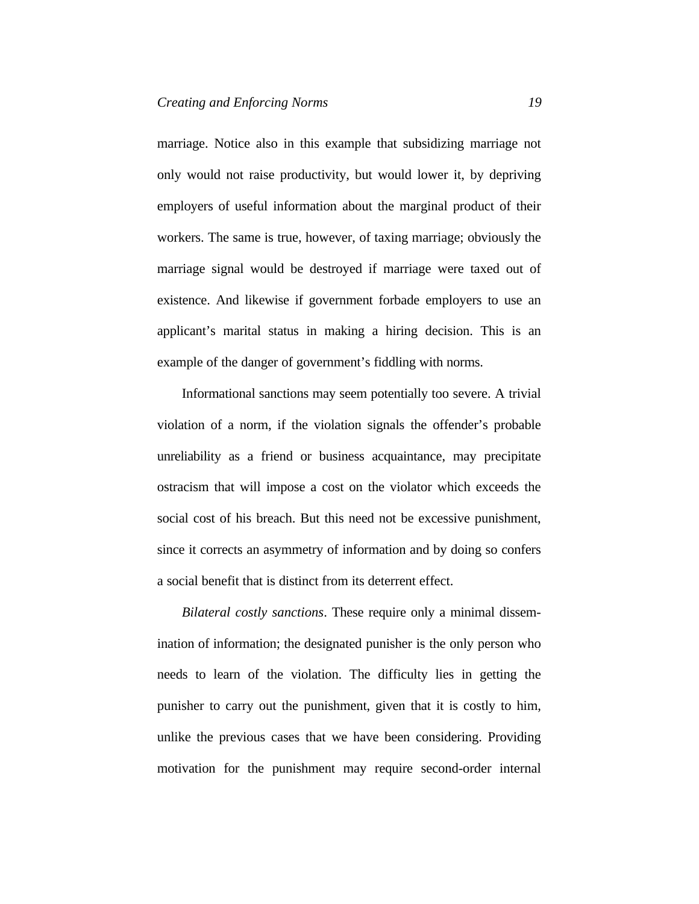marriage. Notice also in this example that subsidizing marriage not only would not raise productivity, but would lower it, by depriving employers of useful information about the marginal product of their workers. The same is true, however, of taxing marriage; obviously the marriage signal would be destroyed if marriage were taxed out of existence. And likewise if government forbade employers to use an applicant's marital status in making a hiring decision. This is an example of the danger of government's fiddling with norms.

Informational sanctions may seem potentially too severe. A trivial violation of a norm, if the violation signals the offender's probable unreliability as a friend or business acquaintance, may precipitate ostracism that will impose a cost on the violator which exceeds the social cost of his breach. But this need not be excessive punishment, since it corrects an asymmetry of information and by doing so confers a social benefit that is distinct from its deterrent effect.

*Bilateral costly sanctions*. These require only a minimal dissemination of information; the designated punisher is the only person who needs to learn of the violation. The difficulty lies in getting the punisher to carry out the punishment, given that it is costly to him, unlike the previous cases that we have been considering. Providing motivation for the punishment may require second-order internal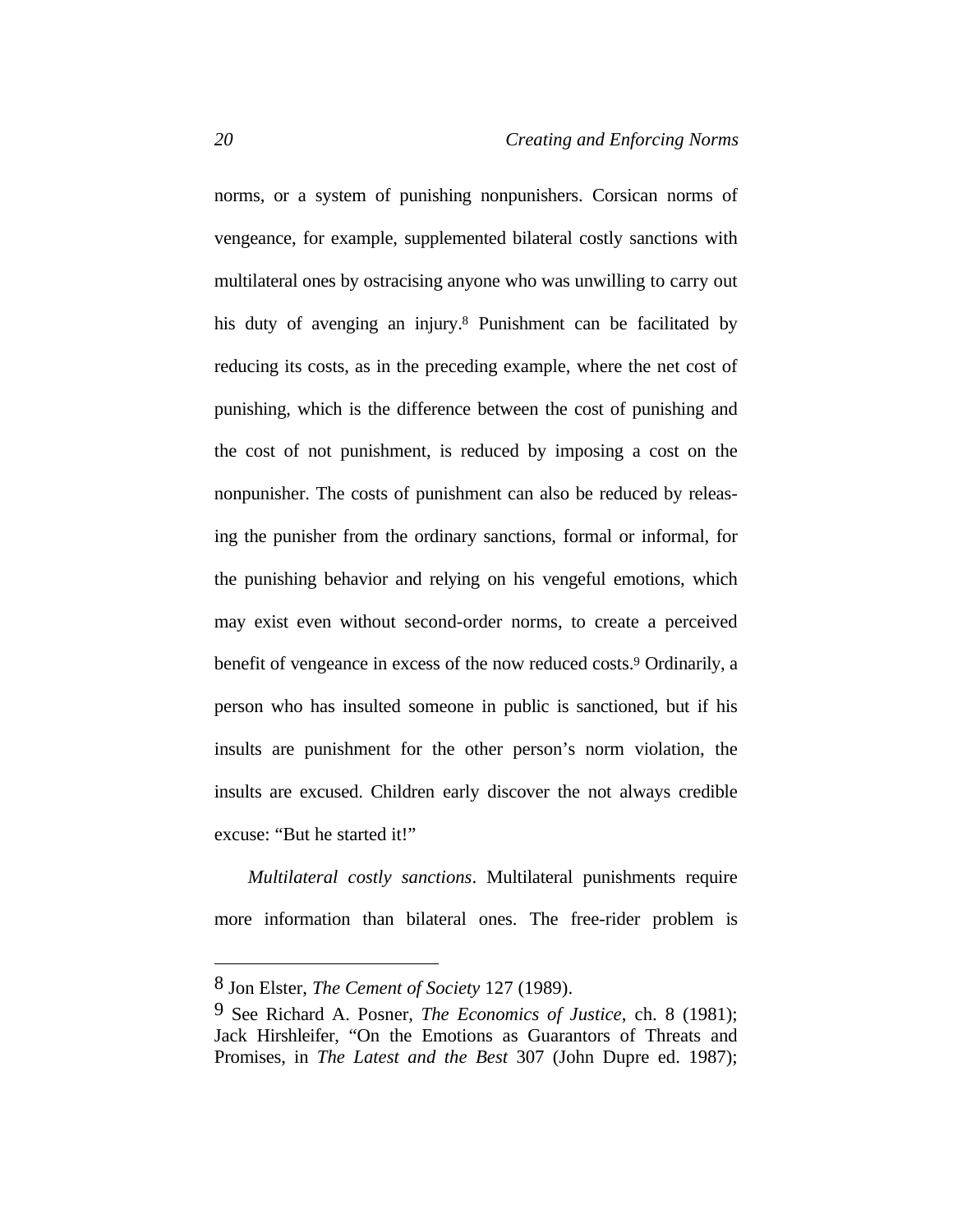norms, or a system of punishing nonpunishers. Corsican norms of vengeance, for example, supplemented bilateral costly sanctions with multilateral ones by ostracising anyone who was unwilling to carry out his duty of avenging an injury.[8] Punishment can be facilitated by reducing its costs, as in the preceding example, where the net cost of punishing, which is the difference between the cost of punishing and the cost of not punishment, is reduced by imposing a cost on the nonpunisher. The costs of punishment can also be reduced by releasing the punisher from the ordinary sanctions, formal or informal, for the punishing behavior and relying on his vengeful emotions, which may exist even without second-order norms, to create a perceived benefit of vengeance in excess of the now reduced costs.[9] Ordinarily, a person who has insulted someone in public is sanctioned, but if his insults are punishment for the other person's norm violation, the insults are excused. Children early discover the not always credible excuse: "But he started it!"

*Multilateral costly sanctions*. Multilateral punishments require more information than bilateral ones. The free-rider problem is

---

8 Jon Elster, *The Cement of Society* 127 (1989).

9 See Richard A. Posner, *The Economics of Justice*, ch. 8 (1981); Jack Hirshleifer, "On the Emotions as Guarantors of Threats and Promises, in *The Latest and the Best* 307 (John Dupre ed. 1987);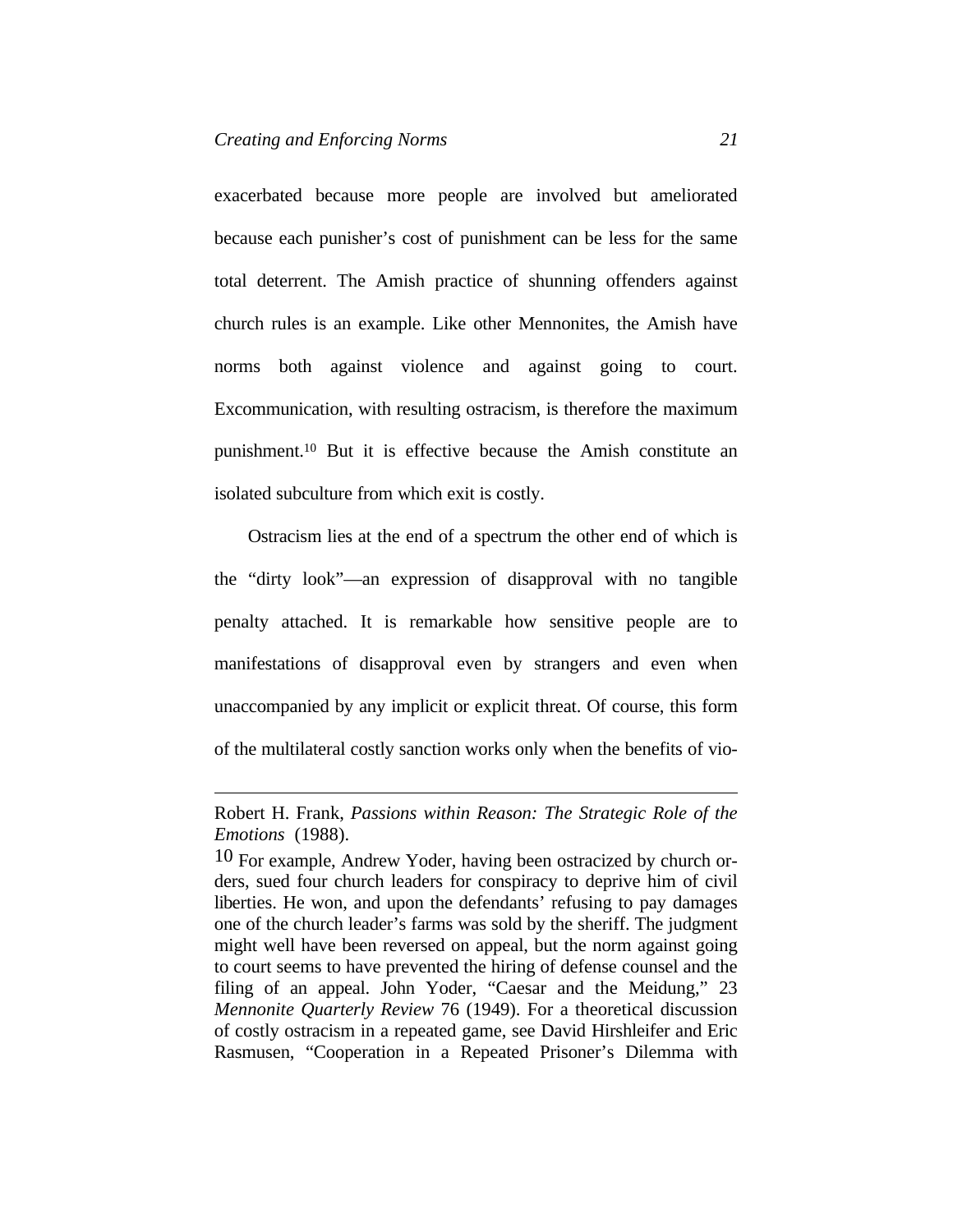exacerbated because more people are involved but ameliorated because each punisher's cost of punishment can be less for the same total deterrent. The Amish practice of shunning offenders against church rules is an example. Like other Mennonites, the Amish have norms both against violence and against going to court. Excommunication, with resulting ostracism, is therefore the maximum punishment.[10] But it is effective because the Amish constitute an isolated subculture from which exit is costly.

Ostracism lies at the end of a spectrum the other end of which is the "dirty look"—an expression of disapproval with no tangible penalty attached. It is remarkable how sensitive people are to manifestations of disapproval even by strangers and even when unaccompanied by any implicit or explicit threat. Of course, this form of the multilateral costly sanction works only when the benefits of vio-

---

Robert H. Frank, *Passions within Reason: The Strategic Role of the Emotions* (1988).

[10] For example, Andrew Yoder, having been ostracized by church orders, sued four church leaders for conspiracy to deprive him of civil liberties. He won, and upon the defendants' refusing to pay damages one of the church leader's farms was sold by the sheriff. The judgment might well have been reversed on appeal, but the norm against going to court seems to have prevented the hiring of defense counsel and the filing of an appeal. John Yoder, "Caesar and the Meidung," 23 *Mennonite Quarterly Review* 76 (1949). For a theoretical discussion of costly ostracism in a repeated game, see David Hirshleifer and Eric Rasmusen, "Cooperation in a Repeated Prisoner's Dilemma with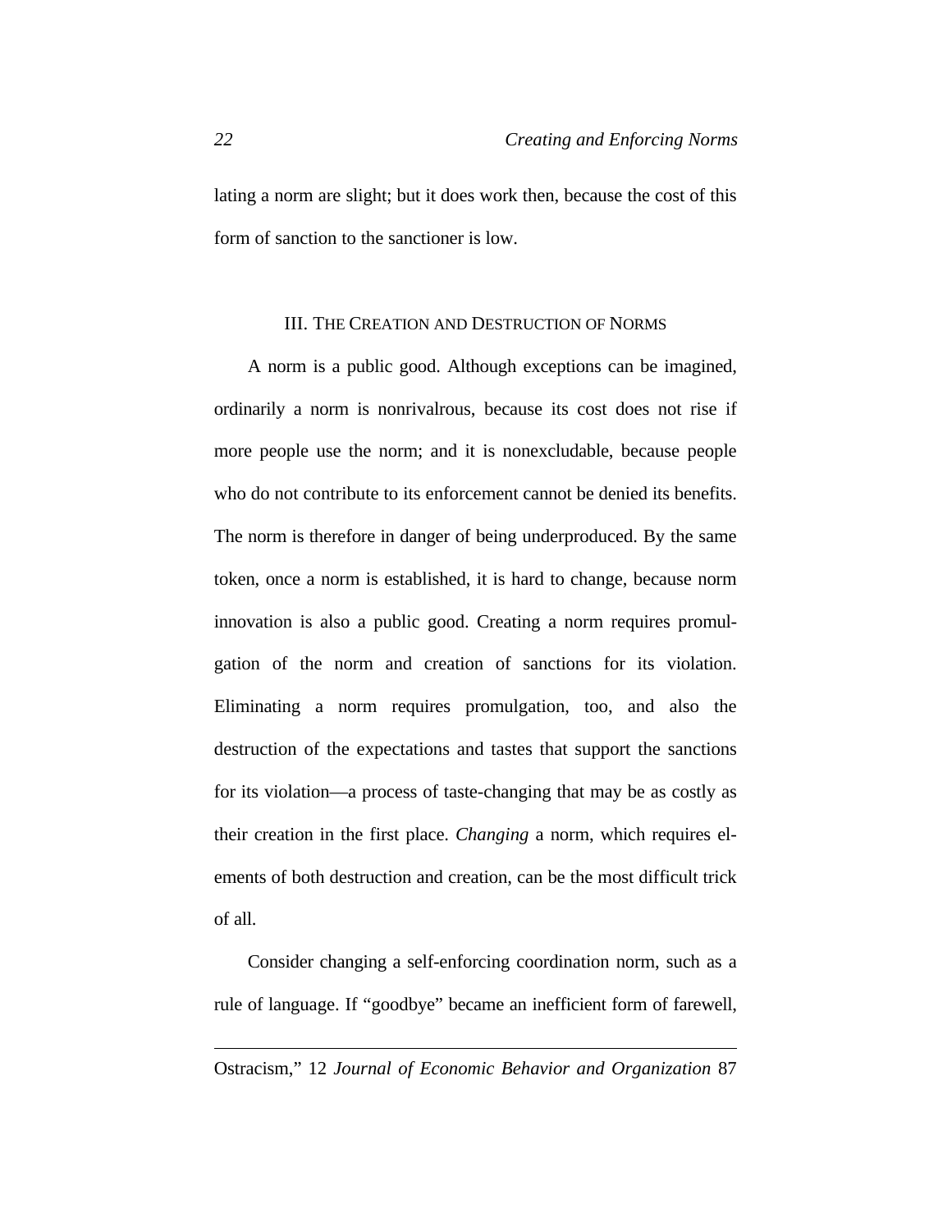lating a norm are slight; but it does work then, because the cost of this form of sanction to the sanctioner is low.

## III. The Creation and Destruction of Norms

A norm is a public good. Although exceptions can be imagined, ordinarily a norm is nonrivalrous, because its cost does not rise if more people use the norm; and it is nonexcludable, because people who do not contribute to its enforcement cannot be denied its benefits. The norm is therefore in danger of being underproduced. By the same token, once a norm is established, it is hard to change, because norm innovation is also a public good. Creating a norm requires promulgation of the norm and creation of sanctions for its violation. Eliminating a norm requires promulgation, too, and also the destruction of the expectations and tastes that support the sanctions for its violation—a process of taste-changing that may be as costly as their creation in the first place. *Changing* a norm, which requires elements of both destruction and creation, can be the most difficult trick of all.

Consider changing a self-enforcing coordination norm, such as a rule of language. If "goodbye" became an inefficient form of farewell,

---

Ostracism," 12 *Journal of Economic Behavior and Organization* 87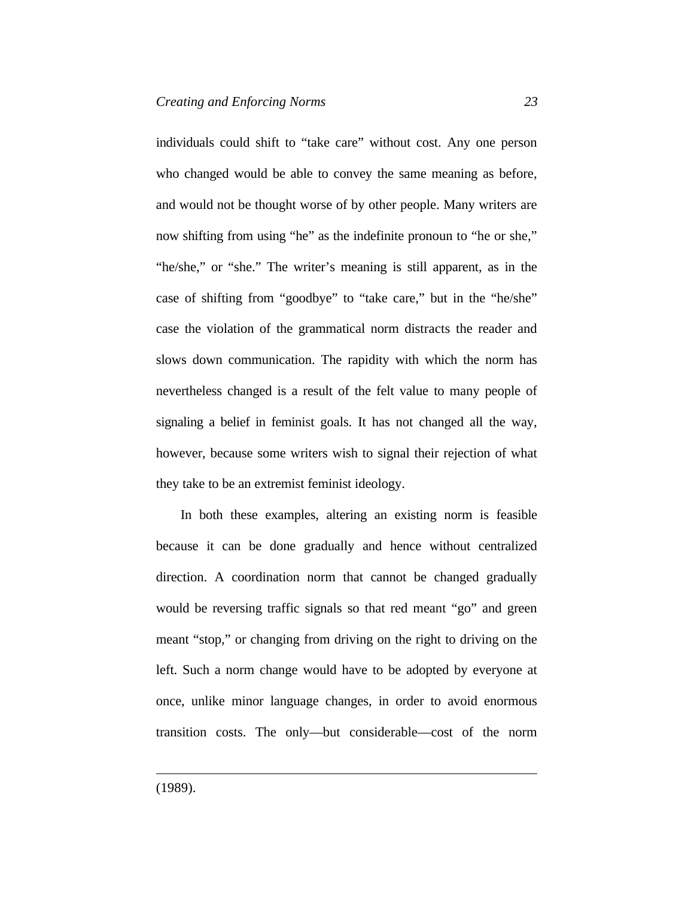individuals could shift to "take care" without cost. Any one person who changed would be able to convey the same meaning as before, and would not be thought worse of by other people. Many writers are now shifting from using "he" as the indefinite pronoun to "he or she," "he/she," or "she." The writer's meaning is still apparent, as in the case of shifting from "goodbye" to "take care," but in the "he/she" case the violation of the grammatical norm distracts the reader and slows down communication. The rapidity with which the norm has nevertheless changed is a result of the felt value to many people of signaling a belief in feminist goals. It has not changed all the way, however, because some writers wish to signal their rejection of what they take to be an extremist feminist ideology.

In both these examples, altering an existing norm is feasible because it can be done gradually and hence without centralized direction. A coordination norm that cannot be changed gradually would be reversing traffic signals so that red meant "go" and green meant "stop," or changing from driving on the right to driving on the left. Such a norm change would have to be adopted by everyone at once, unlike minor language changes, in order to avoid enormous transition costs. The only—but considerable—cost of the norm

---

(1989).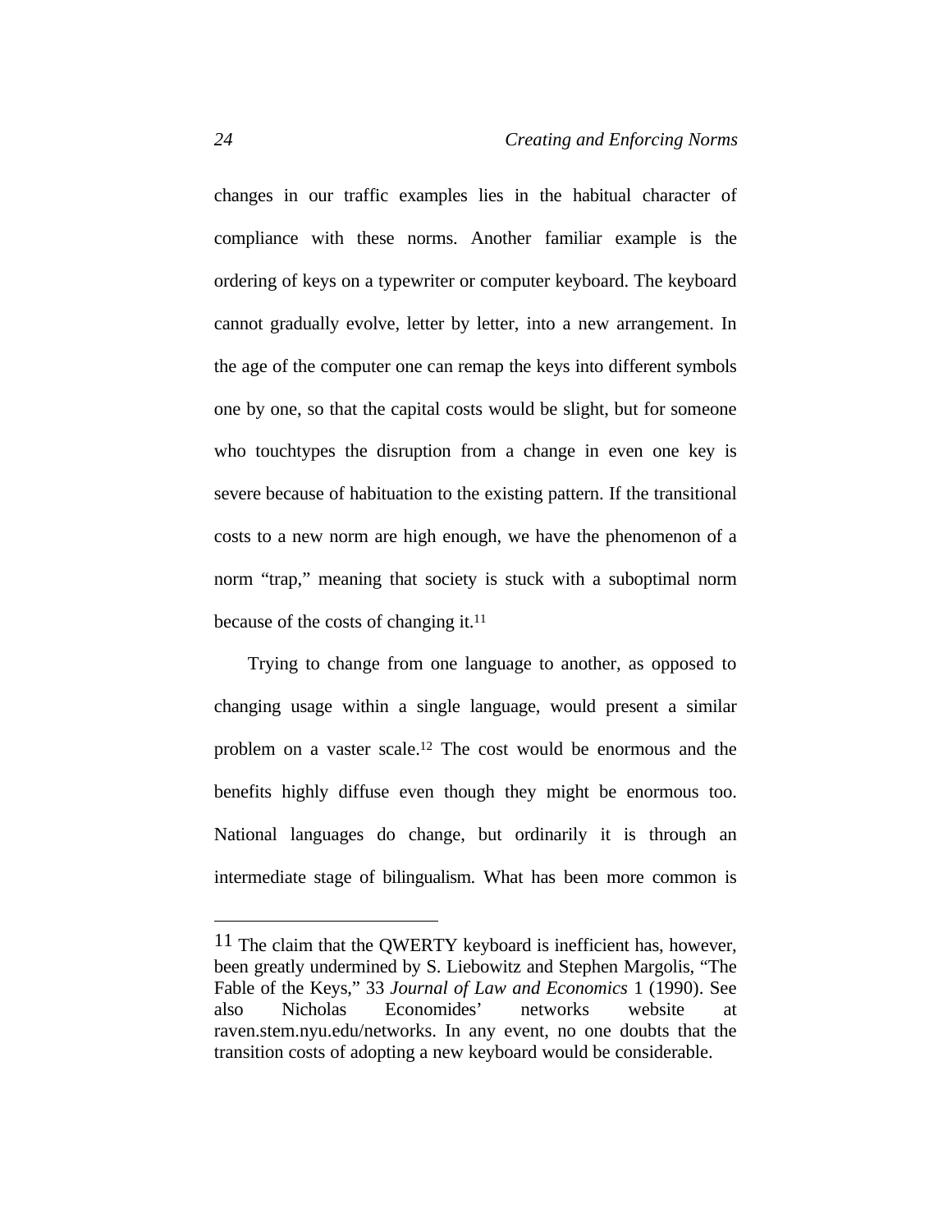changes in our traffic examples lies in the habitual character of compliance with these norms. Another familiar example is the ordering of keys on a typewriter or computer keyboard. The keyboard cannot gradually evolve, letter by letter, into a new arrangement. In the age of the computer one can remap the keys into different symbols one by one, so that the capital costs would be slight, but for someone who touchtypes the disruption from a change in even one key is severe because of habituation to the existing pattern. If the transitional costs to a new norm are high enough, we have the phenomenon of a norm "trap," meaning that society is stuck with a suboptimal norm because of the costs of changing it.[11]

Trying to change from one language to another, as opposed to changing usage within a single language, would present a similar problem on a vaster scale.[12] The cost would be enormous and the benefits highly diffuse even though they might be enormous too. National languages do change, but ordinarily it is through an intermediate stage of bilingualism. What has been more common is

---

[11] The claim that the QWERTY keyboard is inefficient has, however, been greatly undermined by S. Liebowitz and Stephen Margolis, "The Fable of the Keys," 33 *Journal of Law and Economics* 1 (1990). See also Nicholas Economides' networks website at raven.stem.nyu.edu/networks. In any event, no one doubts that the transition costs of adopting a new keyboard would be considerable.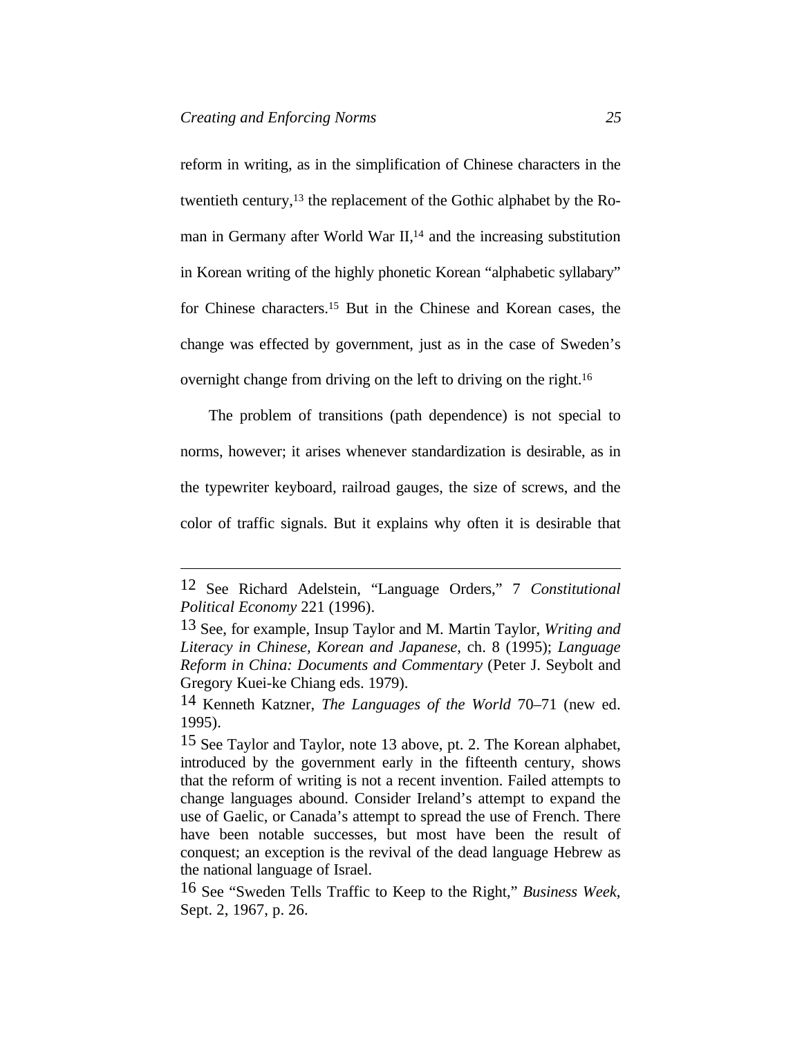reform in writing, as in the simplification of Chinese characters in the twentieth century,[13] the replacement of the Gothic alphabet by the Roman in Germany after World War II,[14] and the increasing substitution in Korean writing of the highly phonetic Korean "alphabetic syllabary" for Chinese characters.[15] But in the Chinese and Korean cases, the change was effected by government, just as in the case of Sweden's overnight change from driving on the left to driving on the right.[16]

The problem of transitions (path dependence) is not special to norms, however; it arises whenever standardization is desirable, as in the typewriter keyboard, railroad gauges, the size of screws, and the color of traffic signals. But it explains why often it is desirable that

---

12 See Richard Adelstein, "Language Orders," 7 *Constitutional Political Economy* 221 (1996).

13 See, for example, Insup Taylor and M. Martin Taylor, *Writing and Literacy in Chinese, Korean and Japanese*, ch. 8 (1995); *Language Reform in China: Documents and Commentary* (Peter J. Seybolt and Gregory Kuei-ke Chiang eds. 1979).

14 Kenneth Katzner, *The Languages of the World* 70–71 (new ed. 1995).

15 See Taylor and Taylor, note 13 above, pt. 2. The Korean alphabet, introduced by the government early in the fifteenth century, shows that the reform of writing is not a recent invention. Failed attempts to change languages abound. Consider Ireland's attempt to expand the use of Gaelic, or Canada's attempt to spread the use of French. There have been notable successes, but most have been the result of conquest; an exception is the revival of the dead language Hebrew as the national language of Israel.

16 See "Sweden Tells Traffic to Keep to the Right," *Business Week*, Sept. 2, 1967, p. 26.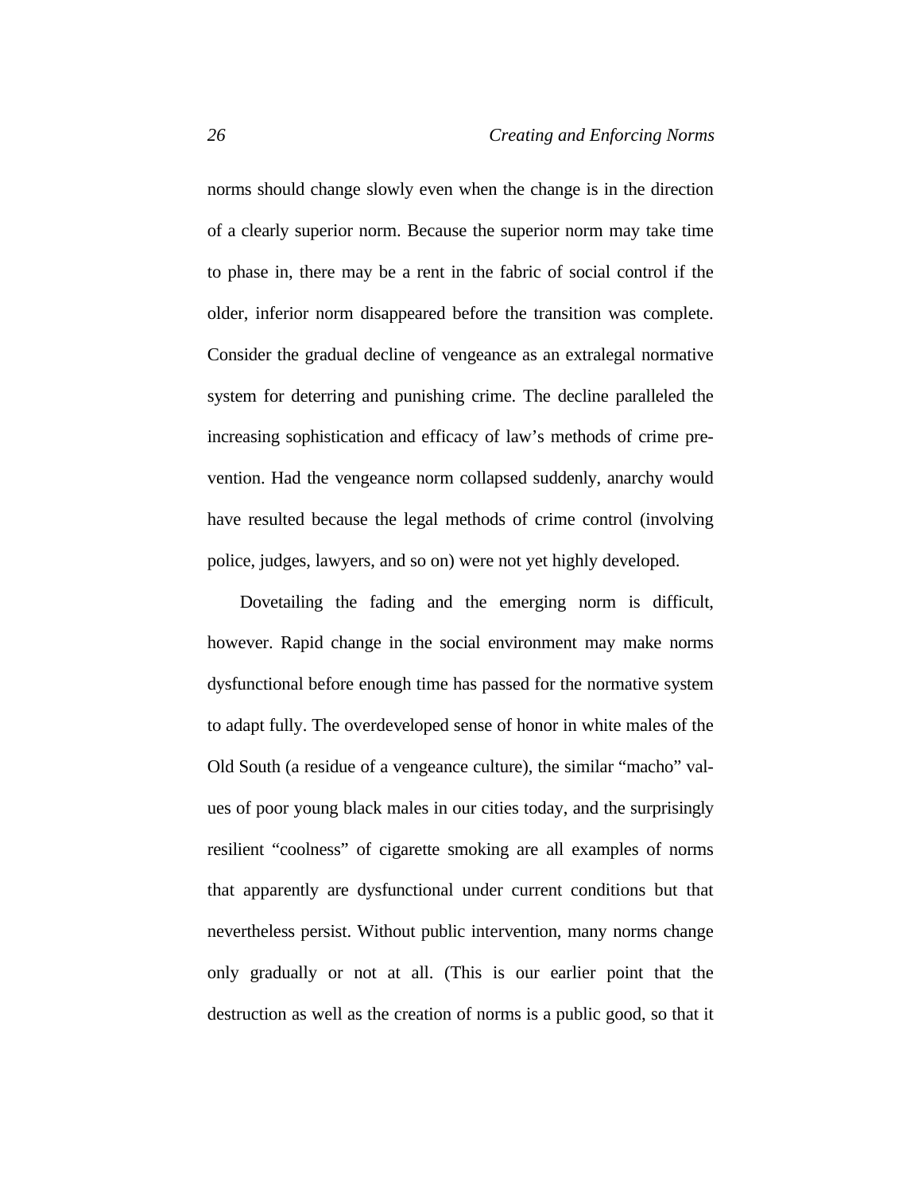norms should change slowly even when the change is in the direction of a clearly superior norm. Because the superior norm may take time to phase in, there may be a rent in the fabric of social control if the older, inferior norm disappeared before the transition was complete. Consider the gradual decline of vengeance as an extralegal normative system for deterring and punishing crime. The decline paralleled the increasing sophistication and efficacy of law's methods of crime prevention. Had the vengeance norm collapsed suddenly, anarchy would have resulted because the legal methods of crime control (involving police, judges, lawyers, and so on) were not yet highly developed.

Dovetailing the fading and the emerging norm is difficult, however. Rapid change in the social environment may make norms dysfunctional before enough time has passed for the normative system to adapt fully. The overdeveloped sense of honor in white males of the Old South (a residue of a vengeance culture), the similar "macho" values of poor young black males in our cities today, and the surprisingly resilient "coolness" of cigarette smoking are all examples of norms that apparently are dysfunctional under current conditions but that nevertheless persist. Without public intervention, many norms change only gradually or not at all. (This is our earlier point that the destruction as well as the creation of norms is a public good, so that it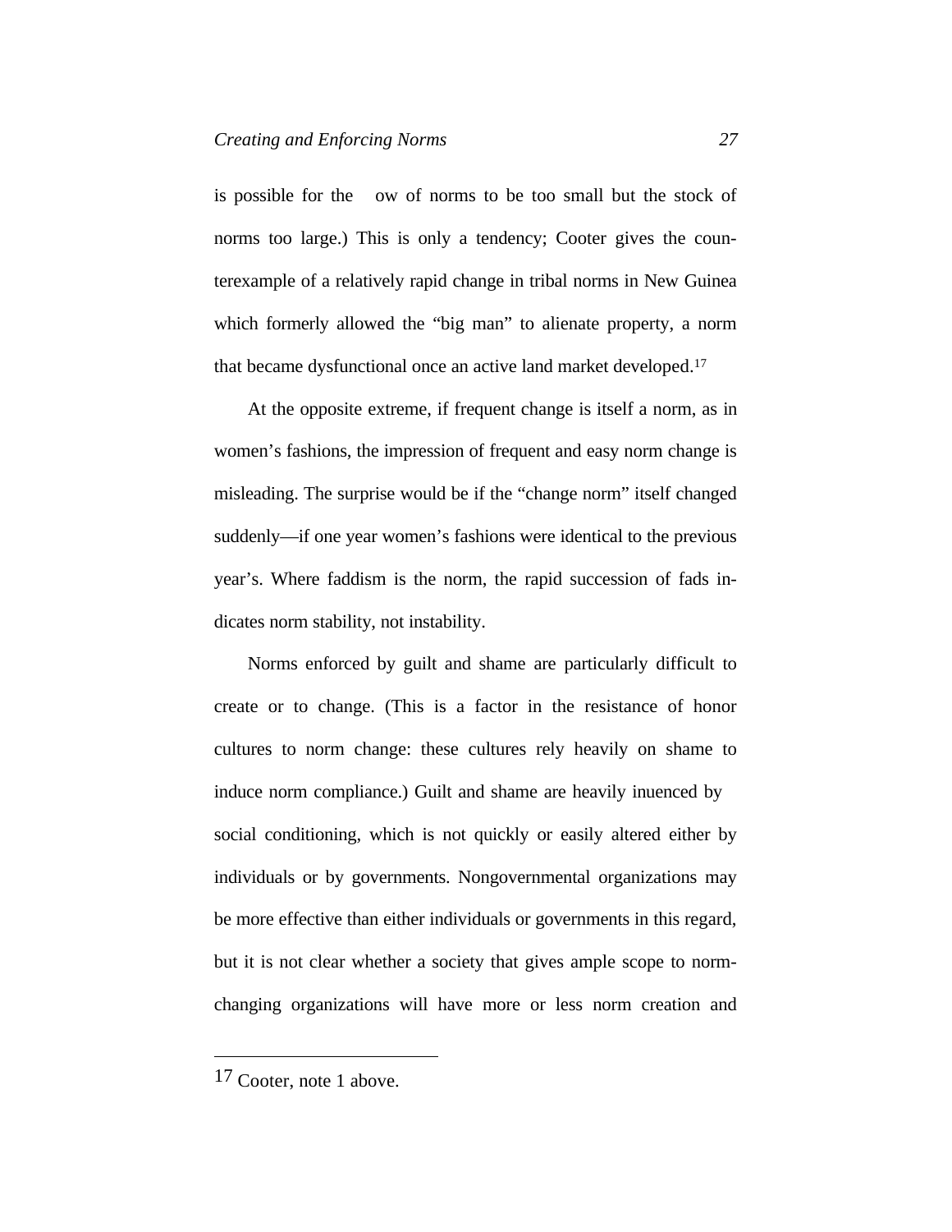is possible for the ow of norms to be too small but the stock of norms too large.) This is only a tendency; Cooter gives the counterexample of a relatively rapid change in tribal norms in New Guinea which formerly allowed the "big man" to alienate property, a norm that became dysfunctional once an active land market developed.[17]

At the opposite extreme, if frequent change is itself a norm, as in women's fashions, the impression of frequent and easy norm change is misleading. The surprise would be if the "change norm" itself changed suddenly—if one year women's fashions were identical to the previous year's. Where faddism is the norm, the rapid succession of fads indicates norm stability, not instability.

Norms enforced by guilt and shame are particularly difficult to create or to change. (This is a factor in the resistance of honor cultures to norm change: these cultures rely heavily on shame to induce norm compliance.) Guilt and shame are heavily inuenced by social conditioning, which is not quickly or easily altered either by individuals or by governments. Nongovernmental organizations may be more effective than either individuals or governments in this regard, but it is not clear whether a society that gives ample scope to norm-changing organizations will have more or less norm creation and

---

[17] Cooter, note 1 above.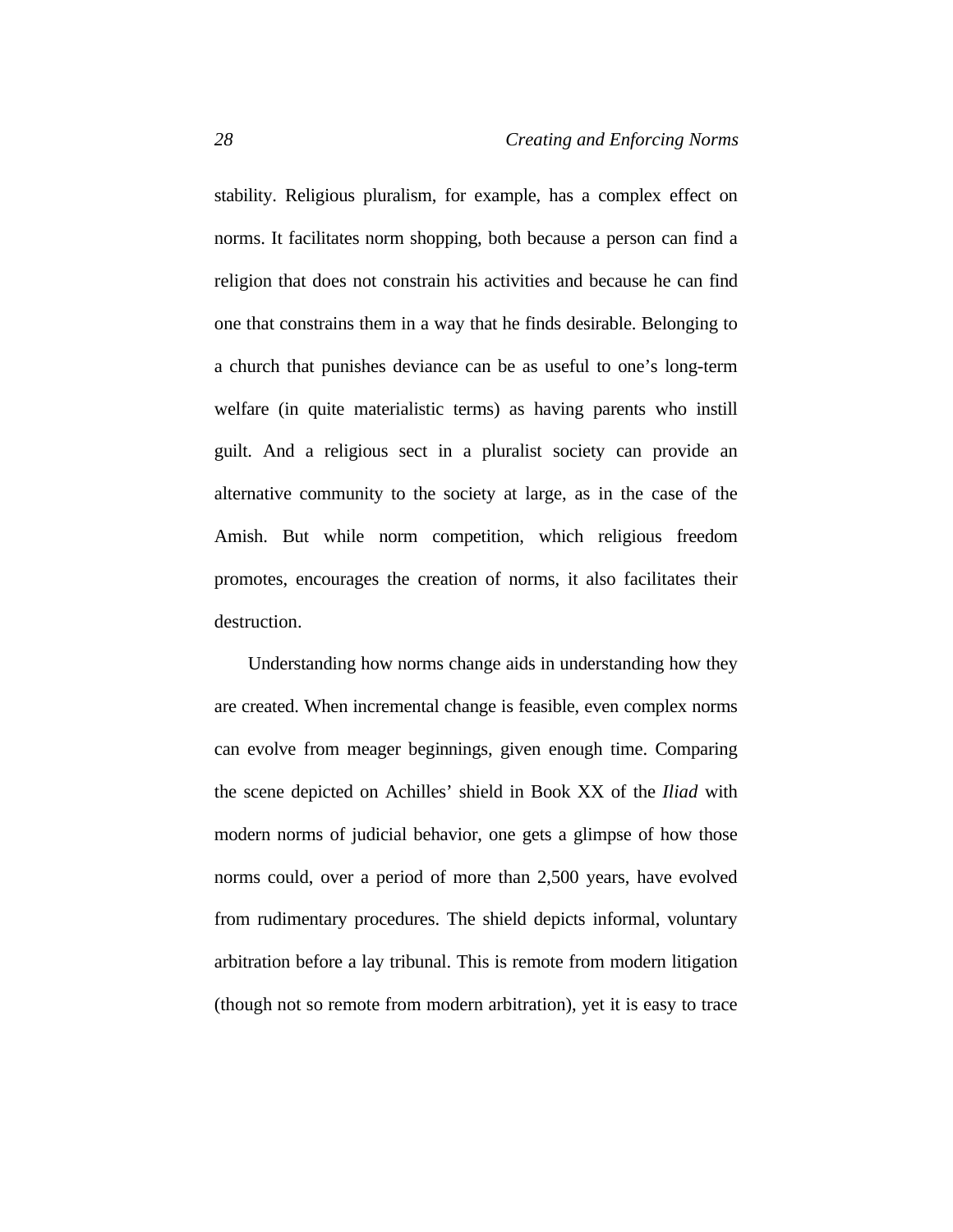stability. Religious pluralism, for example, has a complex effect on norms. It facilitates norm shopping, both because a person can find a religion that does not constrain his activities and because he can find one that constrains them in a way that he finds desirable. Belonging to a church that punishes deviance can be as useful to one's long-term welfare (in quite materialistic terms) as having parents who instill guilt. And a religious sect in a pluralist society can provide an alternative community to the society at large, as in the case of the Amish. But while norm competition, which religious freedom promotes, encourages the creation of norms, it also facilitates their destruction.

Understanding how norms change aids in understanding how they are created. When incremental change is feasible, even complex norms can evolve from meager beginnings, given enough time. Comparing the scene depicted on Achilles' shield in Book XX of the *Iliad* with modern norms of judicial behavior, one gets a glimpse of how those norms could, over a period of more than 2,500 years, have evolved from rudimentary procedures. The shield depicts informal, voluntary arbitration before a lay tribunal. This is remote from modern litigation (though not so remote from modern arbitration), yet it is easy to trace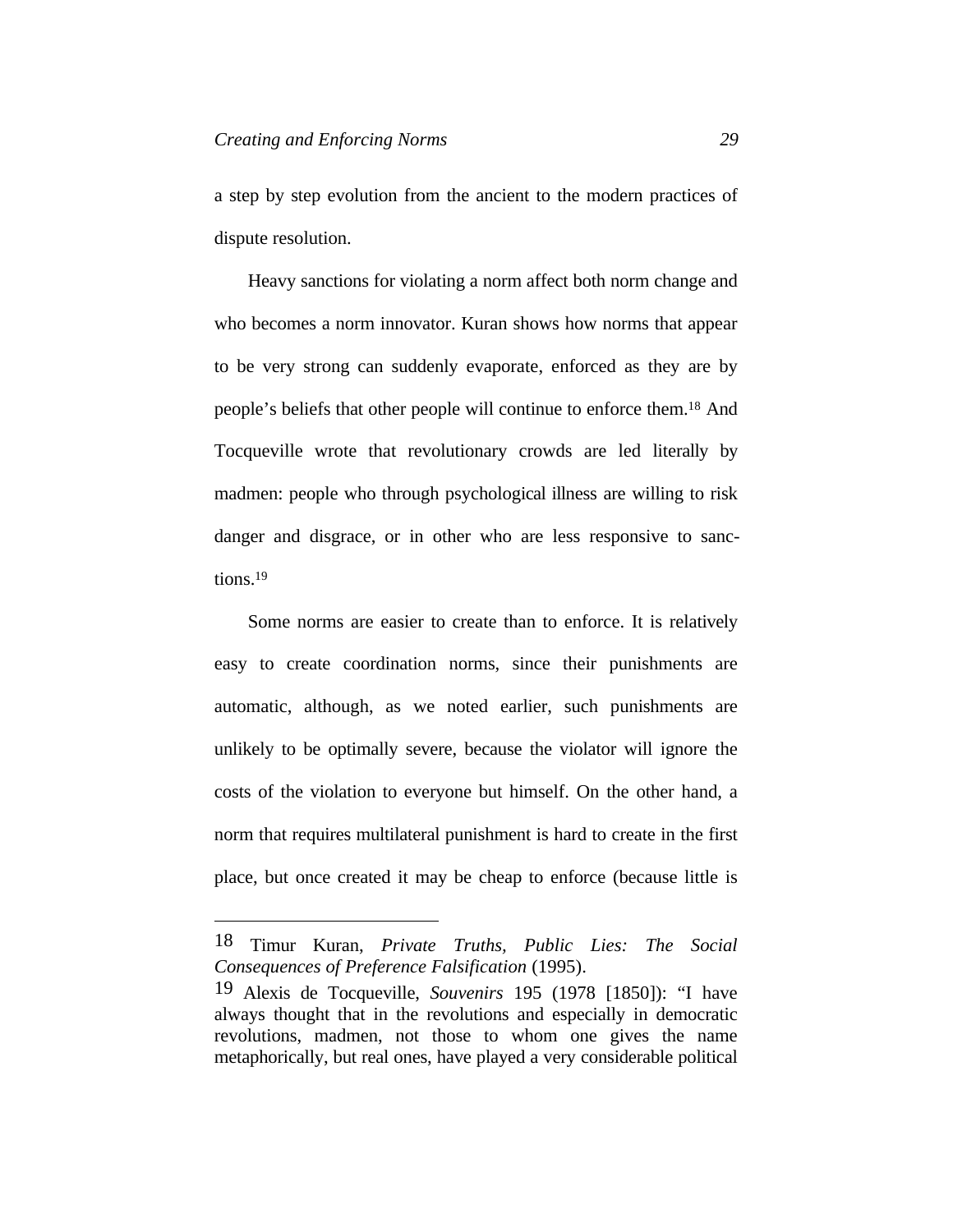a step by step evolution from the ancient to the modern practices of dispute resolution.

Heavy sanctions for violating a norm affect both norm change and who becomes a norm innovator. Kuran shows how norms that appear to be very strong can suddenly evaporate, enforced as they are by people's beliefs that other people will continue to enforce them.[18] And Tocqueville wrote that revolutionary crowds are led literally by madmen: people who through psychological illness are willing to risk danger and disgrace, or in other who are less responsive to sanctions.[19]

Some norms are easier to create than to enforce. It is relatively easy to create coordination norms, since their punishments are automatic, although, as we noted earlier, such punishments are unlikely to be optimally severe, because the violator will ignore the costs of the violation to everyone but himself. On the other hand, a norm that requires multilateral punishment is hard to create in the first place, but once created it may be cheap to enforce (because little is

---

18 Timur Kuran, *Private Truths, Public Lies: The Social Consequences of Preference Falsification* (1995).

19 Alexis de Tocqueville, *Souvenirs* 195 (1978 [1850]): "I have always thought that in the revolutions and especially in democratic revolutions, madmen, not those to whom one gives the name metaphorically, but real ones, have played a very considerable political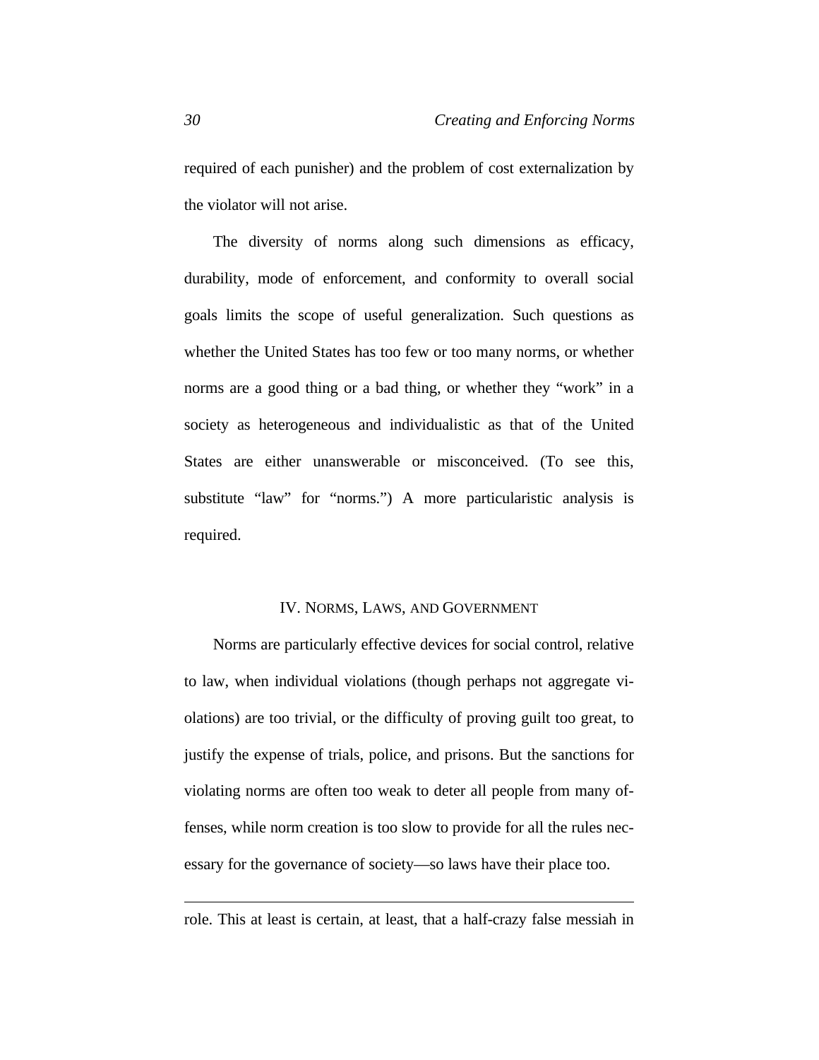required of each punisher) and the problem of cost externalization by the violator will not arise.

The diversity of norms along such dimensions as efficacy, durability, mode of enforcement, and conformity to overall social goals limits the scope of useful generalization. Such questions as whether the United States has too few or too many norms, or whether norms are a good thing or a bad thing, or whether they "work" in a society as heterogeneous and individualistic as that of the United States are either unanswerable or misconceived. (To see this, substitute "law" for "norms.") A more particularistic analysis is required.

## IV. NORMS, LAWS, AND GOVERNMENT

Norms are particularly effective devices for social control, relative to law, when individual violations (though perhaps not aggregate violations) are too trivial, or the difficulty of proving guilt too great, to justify the expense of trials, police, and prisons. But the sanctions for violating norms are often too weak to deter all people from many offenses, while norm creation is too slow to provide for all the rules necessary for the governance of society—so laws have their place too.

---

role. This at least is certain, at least, that a half-crazy false messiah in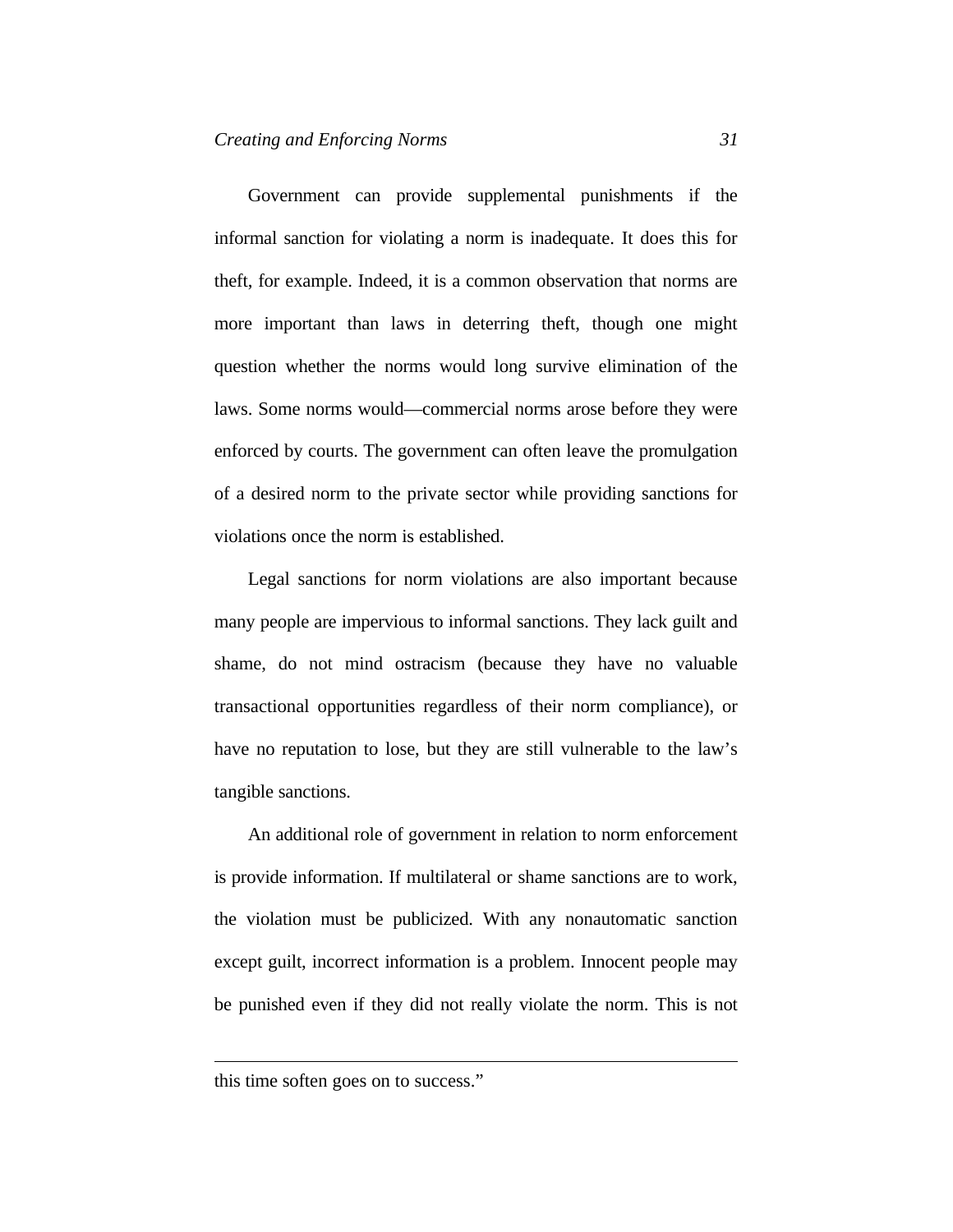Government can provide supplemental punishments if the informal sanction for violating a norm is inadequate. It does this for theft, for example. Indeed, it is a common observation that norms are more important than laws in deterring theft, though one might question whether the norms would long survive elimination of the laws. Some norms would—commercial norms arose before they were enforced by courts. The government can often leave the promulgation of a desired norm to the private sector while providing sanctions for violations once the norm is established.

Legal sanctions for norm violations are also important because many people are impervious to informal sanctions. They lack guilt and shame, do not mind ostracism (because they have no valuable transactional opportunities regardless of their norm compliance), or have no reputation to lose, but they are still vulnerable to the law's tangible sanctions.

An additional role of government in relation to norm enforcement is provide information. If multilateral or shame sanctions are to work, the violation must be publicized. With any nonautomatic sanction except guilt, incorrect information is a problem. Innocent people may be punished even if they did not really violate the norm. This is not

---

this time soften goes on to success."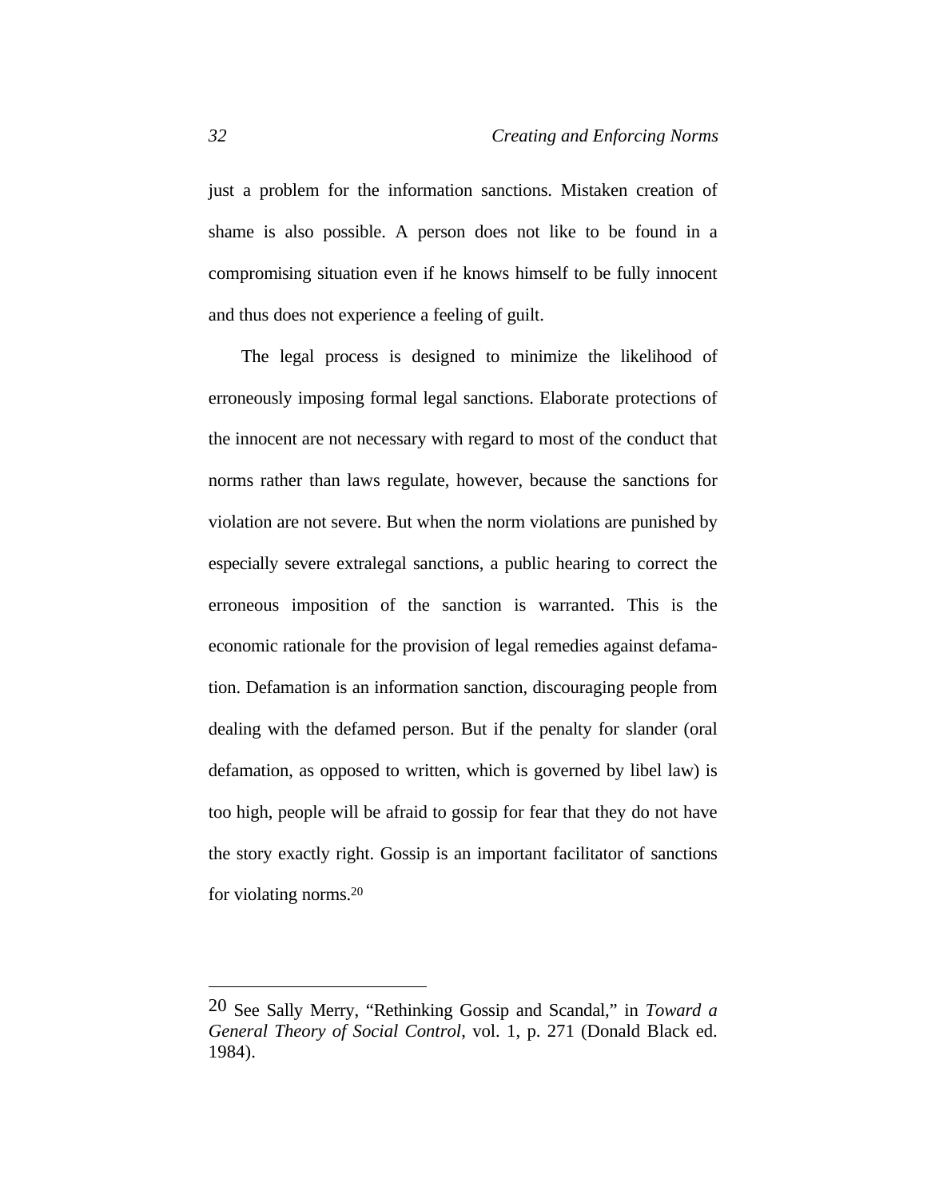just a problem for the information sanctions. Mistaken creation of shame is also possible. A person does not like to be found in a compromising situation even if he knows himself to be fully innocent and thus does not experience a feeling of guilt.

The legal process is designed to minimize the likelihood of erroneously imposing formal legal sanctions. Elaborate protections of the innocent are not necessary with regard to most of the conduct that norms rather than laws regulate, however, because the sanctions for violation are not severe. But when the norm violations are punished by especially severe extralegal sanctions, a public hearing to correct the erroneous imposition of the sanction is warranted. This is the economic rationale for the provision of legal remedies against defamation. Defamation is an information sanction, discouraging people from dealing with the defamed person. But if the penalty for slander (oral defamation, as opposed to written, which is governed by libel law) is too high, people will be afraid to gossip for fear that they do not have the story exactly right. Gossip is an important facilitator of sanctions for violating norms.[20]

---

20 See Sally Merry, "Rethinking Gossip and Scandal," in *Toward a General Theory of Social Control*, vol. 1, p. 271 (Donald Black ed. 1984).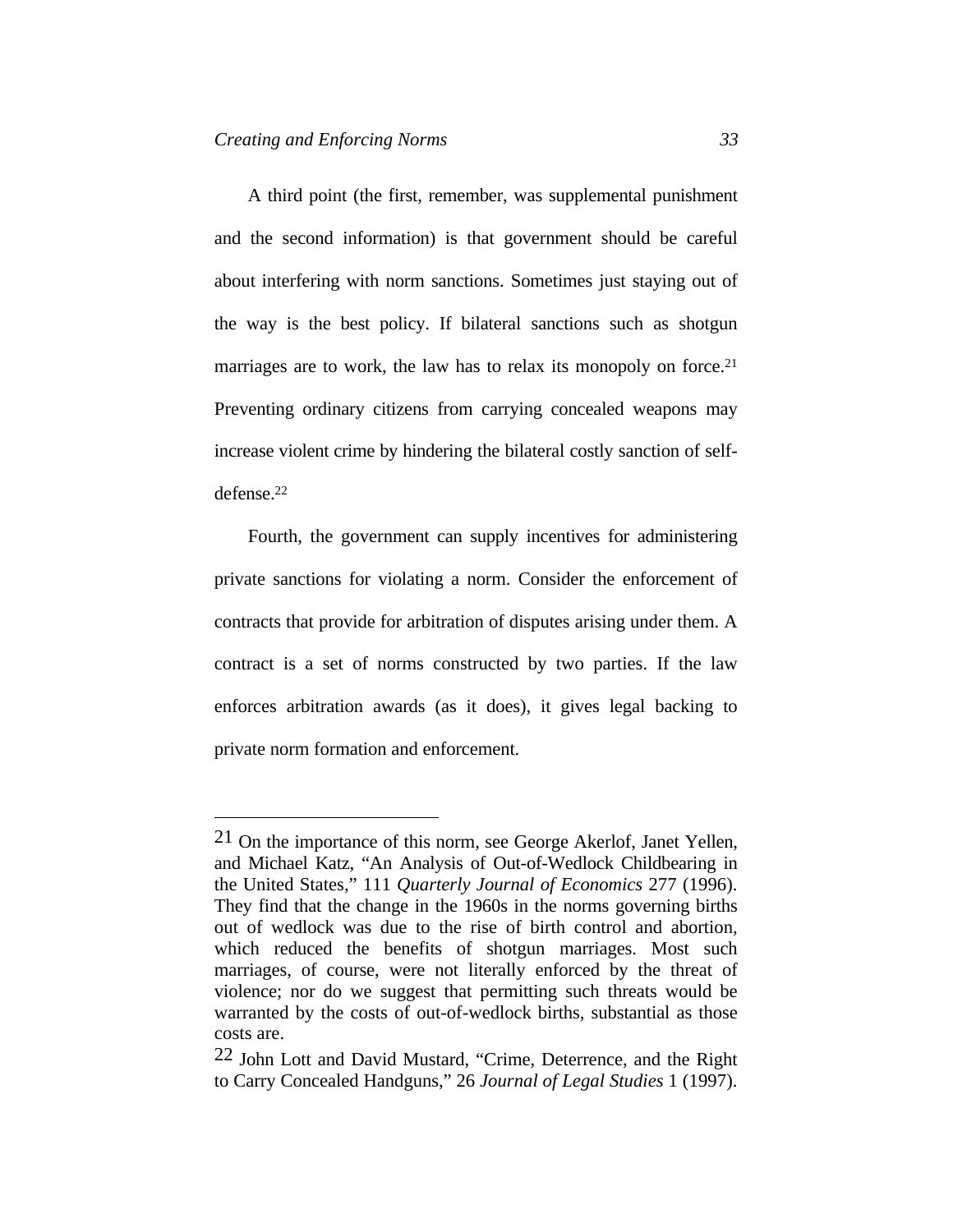A third point (the first, remember, was supplemental punishment and the second information) is that government should be careful about interfering with norm sanctions. Sometimes just staying out of the way is the best policy. If bilateral sanctions such as shotgun marriages are to work, the law has to relax its monopoly on force.[21] Preventing ordinary citizens from carrying concealed weapons may increase violent crime by hindering the bilateral costly sanction of self-defense.[22]

Fourth, the government can supply incentives for administering private sanctions for violating a norm. Consider the enforcement of contracts that provide for arbitration of disputes arising under them. A contract is a set of norms constructed by two parties. If the law enforces arbitration awards (as it does), it gives legal backing to private norm formation and enforcement.

---

[21] On the importance of this norm, see George Akerlof, Janet Yellen, and Michael Katz, "An Analysis of Out-of-Wedlock Childbearing in the United States," 111 *Quarterly Journal of Economics* 277 (1996). They find that the change in the 1960s in the norms governing births out of wedlock was due to the rise of birth control and abortion, which reduced the benefits of shotgun marriages. Most such marriages, of course, were not literally enforced by the threat of violence; nor do we suggest that permitting such threats would be warranted by the costs of out-of-wedlock births, substantial as those costs are.

[22] John Lott and David Mustard, "Crime, Deterrence, and the Right to Carry Concealed Handguns," 26 *Journal of Legal Studies* 1 (1997).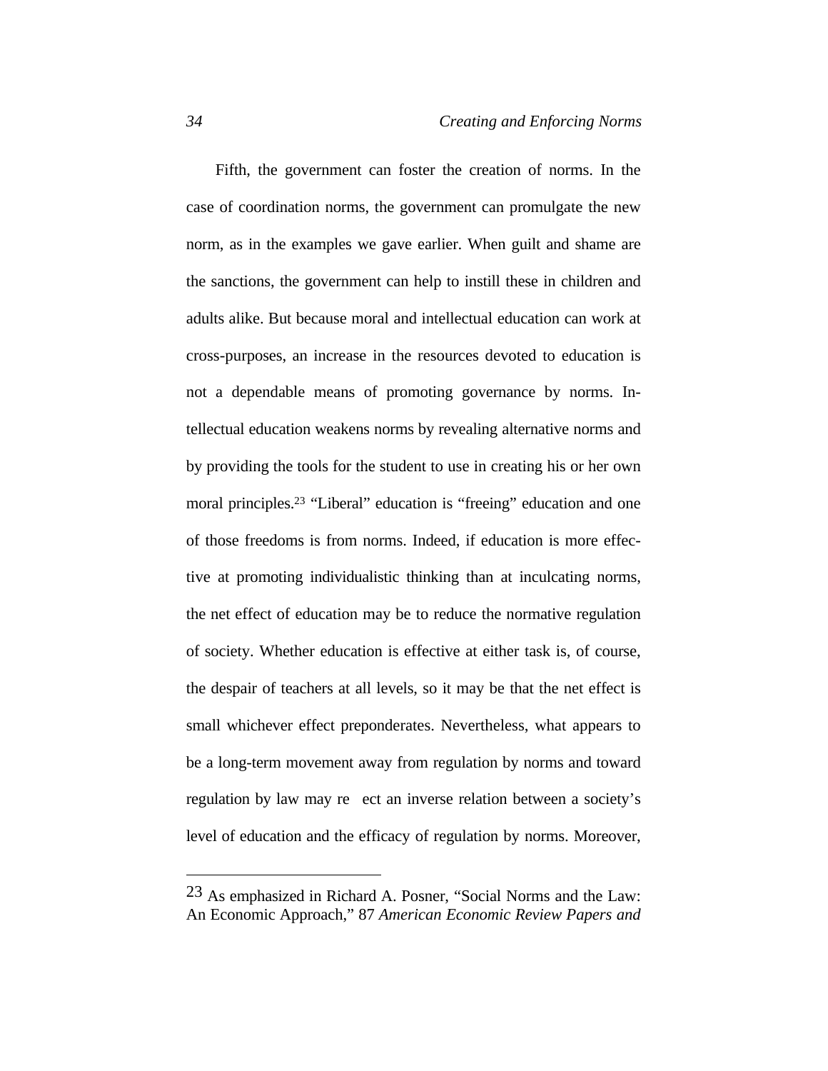Fifth, the government can foster the creation of norms. In the case of coordination norms, the government can promulgate the new norm, as in the examples we gave earlier. When guilt and shame are the sanctions, the government can help to instill these in children and adults alike. But because moral and intellectual education can work at cross-purposes, an increase in the resources devoted to education is not a dependable means of promoting governance by norms. Intellectual education weakens norms by revealing alternative norms and by providing the tools for the student to use in creating his or her own moral principles.[23] "Liberal" education is "freeing" education and one of those freedoms is from norms. Indeed, if education is more effective at promoting individualistic thinking than at inculcating norms, the net effect of education may be to reduce the normative regulation of society. Whether education is effective at either task is, of course, the despair of teachers at all levels, so it may be that the net effect is small whichever effect preponderates. Nevertheless, what appears to be a long-term movement away from regulation by norms and toward regulation by law may re ect an inverse relation between a society's level of education and the efficacy of regulation by norms. Moreover,

---

[23] As emphasized in Richard A. Posner, "Social Norms and the Law: An Economic Approach," 87 *American Economic Review Papers and*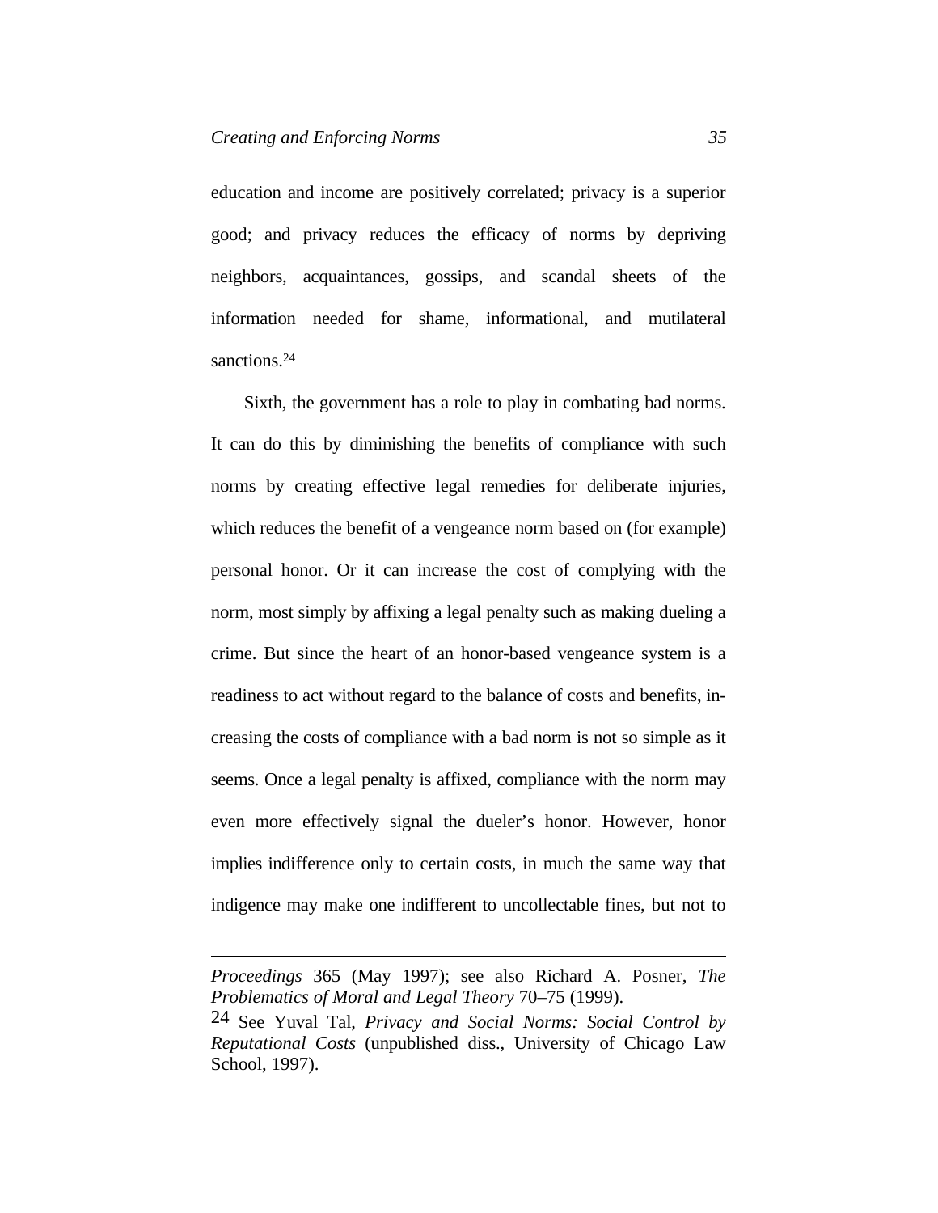education and income are positively correlated; privacy is a superior good; and privacy reduces the efficacy of norms by depriving neighbors, acquaintances, gossips, and scandal sheets of the information needed for shame, informational, and mutilateral sanctions.[24]

Sixth, the government has a role to play in combating bad norms. It can do this by diminishing the benefits of compliance with such norms by creating effective legal remedies for deliberate injuries, which reduces the benefit of a vengeance norm based on (for example) personal honor. Or it can increase the cost of complying with the norm, most simply by affixing a legal penalty such as making dueling a crime. But since the heart of an honor-based vengeance system is a readiness to act without regard to the balance of costs and benefits, increasing the costs of compliance with a bad norm is not so simple as it seems. Once a legal penalty is affixed, compliance with the norm may even more effectively signal the dueler's honor. However, honor implies indifference only to certain costs, in much the same way that indigence may make one indifferent to uncollectable fines, but not to

---

*Proceedings* 365 (May 1997); see also Richard A. Posner, *The Problematics of Moral and Legal Theory* 70–75 (1999).

24 See Yuval Tal, *Privacy and Social Norms: Social Control by Reputational Costs* (unpublished diss., University of Chicago Law School, 1997).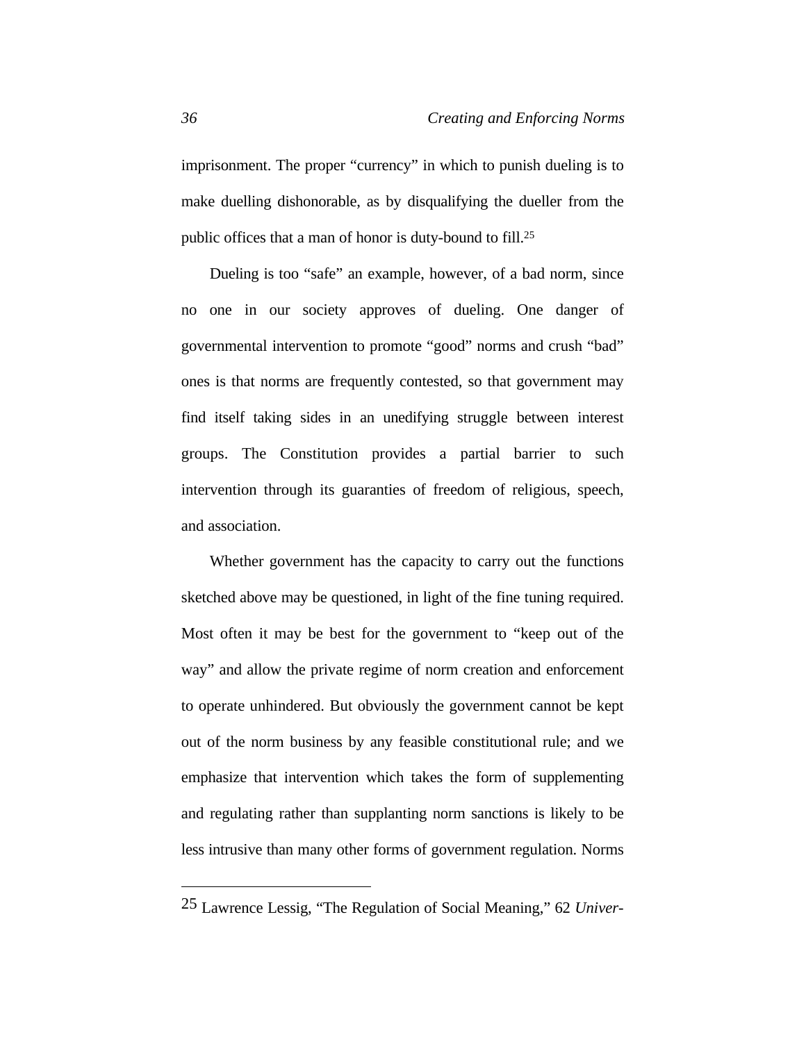imprisonment. The proper "currency" in which to punish dueling is to make duelling dishonorable, as by disqualifying the dueller from the public offices that a man of honor is duty-bound to fill.[25]

Dueling is too "safe" an example, however, of a bad norm, since no one in our society approves of dueling. One danger of governmental intervention to promote "good" norms and crush "bad" ones is that norms are frequently contested, so that government may find itself taking sides in an unedifying struggle between interest groups. The Constitution provides a partial barrier to such intervention through its guaranties of freedom of religious, speech, and association.

Whether government has the capacity to carry out the functions sketched above may be questioned, in light of the fine tuning required. Most often it may be best for the government to "keep out of the way" and allow the private regime of norm creation and enforcement to operate unhindered. But obviously the government cannot be kept out of the norm business by any feasible constitutional rule; and we emphasize that intervention which takes the form of supplementing and regulating rather than supplanting norm sanctions is likely to be less intrusive than many other forms of government regulation. Norms

---

[25] Lawrence Lessig, "The Regulation of Social Meaning," 62 *Univer-*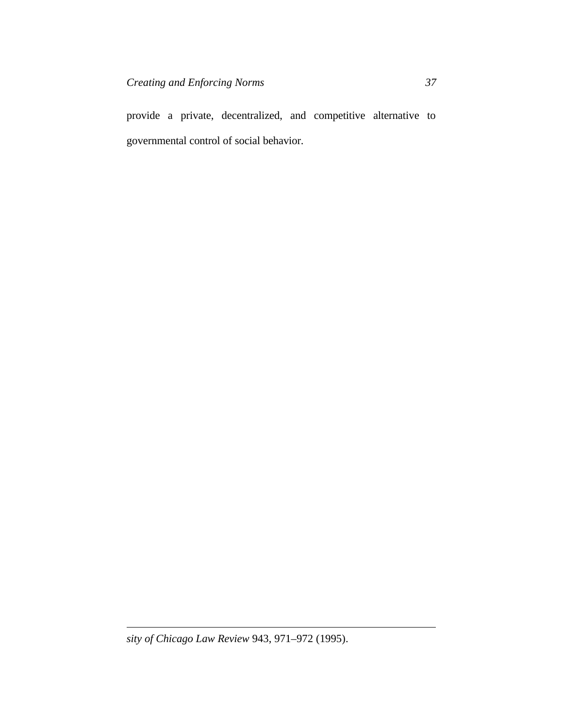provide a private, decentralized, and competitive alternative to governmental control of social behavior.

---

*sity of Chicago Law Review* 943, 971–972 (1995).